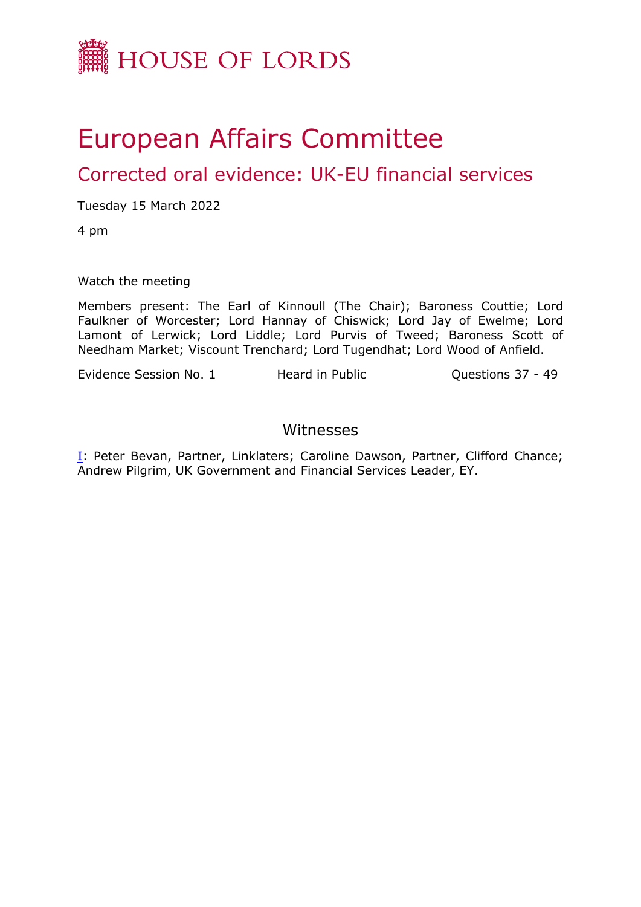HOUSE OF LORDS

# European Affairs Committee

## Corrected oral evidence: UK-EU financial services

Tuesday 15 March 2022

4 pm

Watch the meeting

Members present: The Earl of Kinnoull (The Chair); Baroness Couttie; Lord Faulkner of Worcester; Lord Hannay of Chiswick; Lord Jay of Ewelme; Lord Lamont of Lerwick; Lord Liddle; Lord Purvis of Tweed; Baroness Scott of Needham Market; Viscount Trenchard; Lord Tugendhat; Lord Wood of Anfield.

Evidence Session No. 1 Heard in Public Questions 37 - 49

### Witnesses

I: Peter Bevan, Partner, Linklaters; Caroline Dawson, Partner, Clifford Chance; Andrew Pilgrim, UK Government and Financial Services Leader, EY.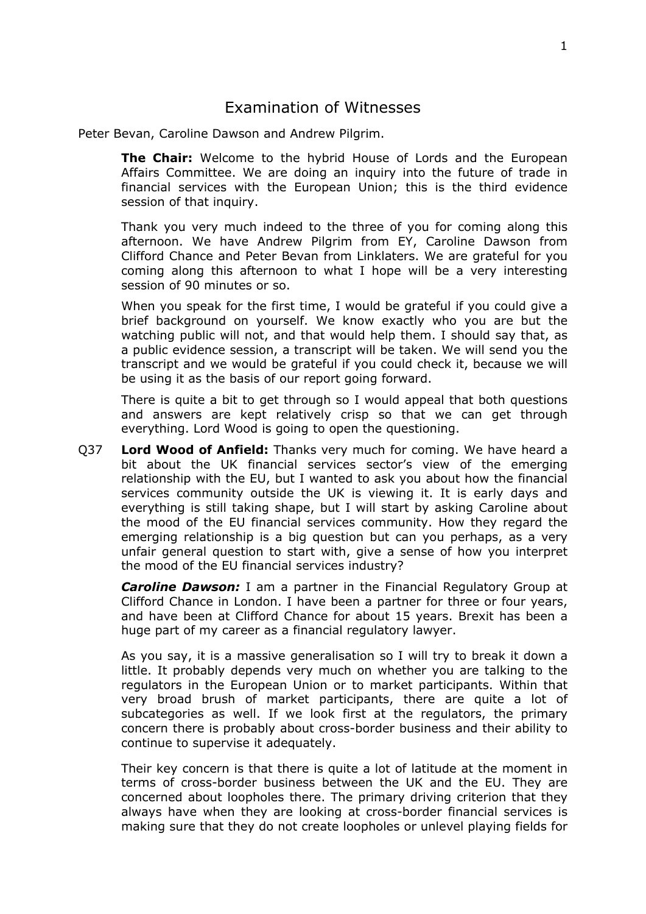# Examination of Witnesses

Peter Bevan, Caroline Dawson and Andrew Pilgrim.

**The Chair:** Welcome to the hybrid House of Lords and the European Affairs Committee. We are doing an inquiry into the future of trade in financial services with the European Union; this is the third evidence session of that inquiry.

Thank you very much indeed to the three of you for coming along this afternoon. We have Andrew Pilgrim from EY, Caroline Dawson from Clifford Chance and Peter Bevan from Linklaters. We are grateful for you coming along this afternoon to what I hope will be a very interesting session of 90 minutes or so.

When you speak for the first time, I would be grateful if you could give a brief background on yourself. We know exactly who you are but the watching public will not, and that would help them. I should say that, as a public evidence session, a transcript will be taken. We will send you the transcript and we would be grateful if you could check it, because we will be using it as the basis of our report going forward.

There is quite a bit to get through so I would appeal that both questions and answers are kept relatively crisp so that we can get through everything. Lord Wood is going to open the questioning.

Q37 **Lord Wood of Anfield:** Thanks very much for coming. We have heard a bit about the UK financial services sector's view of the emerging relationship with the EU, but I wanted to ask you about how the financial services community outside the UK is viewing it. It is early days and everything is still taking shape, but I will start by asking Caroline about the mood of the EU financial services community. How they regard the emerging relationship is a big question but can you perhaps, as a very unfair general question to start with, give a sense of how you interpret the mood of the EU financial services industry?

***Caroline Dawson:*** I am a partner in the Financial Regulatory Group at Clifford Chance in London. I have been a partner for three or four years, and have been at Clifford Chance for about 15 years. Brexit has been a huge part of my career as a financial regulatory lawyer.

As you say, it is a massive generalisation so I will try to break it down a little. It probably depends very much on whether you are talking to the regulators in the European Union or to market participants. Within that very broad brush of market participants, there are quite a lot of subcategories as well. If we look first at the regulators, the primary concern there is probably about cross-border business and their ability to continue to supervise it adequately.

Their key concern is that there is quite a lot of latitude at the moment in terms of cross-border business between the UK and the EU. They are concerned about loopholes there. The primary driving criterion that they always have when they are looking at cross-border financial services is making sure that they do not create loopholes or unlevel playing fields for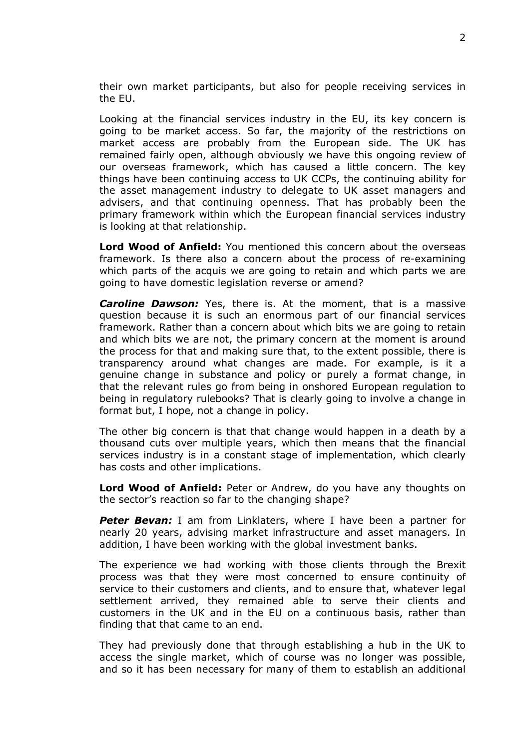their own market participants, but also for people receiving services in the EU.

Looking at the financial services industry in the EU, its key concern is going to be market access. So far, the majority of the restrictions on market access are probably from the European side. The UK has remained fairly open, although obviously we have this ongoing review of our overseas framework, which has caused a little concern. The key things have been continuing access to UK CCPs, the continuing ability for the asset management industry to delegate to UK asset managers and advisers, and that continuing openness. That has probably been the primary framework within which the European financial services industry is looking at that relationship.

**Lord Wood of Anfield:** You mentioned this concern about the overseas framework. Is there also a concern about the process of re-examining which parts of the acquis we are going to retain and which parts we are going to have domestic legislation reverse or amend?

***Caroline Dawson:*** Yes, there is. At the moment, that is a massive question because it is such an enormous part of our financial services framework. Rather than a concern about which bits we are going to retain and which bits we are not, the primary concern at the moment is around the process for that and making sure that, to the extent possible, there is transparency around what changes are made. For example, is it a genuine change in substance and policy or purely a format change, in that the relevant rules go from being in onshored European regulation to being in regulatory rulebooks? That is clearly going to involve a change in format but, I hope, not a change in policy.

The other big concern is that that change would happen in a death by a thousand cuts over multiple years, which then means that the financial services industry is in a constant stage of implementation, which clearly has costs and other implications.

**Lord Wood of Anfield:** Peter or Andrew, do you have any thoughts on the sector's reaction so far to the changing shape?

***Peter Bevan:*** I am from Linklaters, where I have been a partner for nearly 20 years, advising market infrastructure and asset managers. In addition, I have been working with the global investment banks.

The experience we had working with those clients through the Brexit process was that they were most concerned to ensure continuity of service to their customers and clients, and to ensure that, whatever legal settlement arrived, they remained able to serve their clients and customers in the UK and in the EU on a continuous basis, rather than finding that that came to an end.

They had previously done that through establishing a hub in the UK to access the single market, which of course was no longer was possible, and so it has been necessary for many of them to establish an additional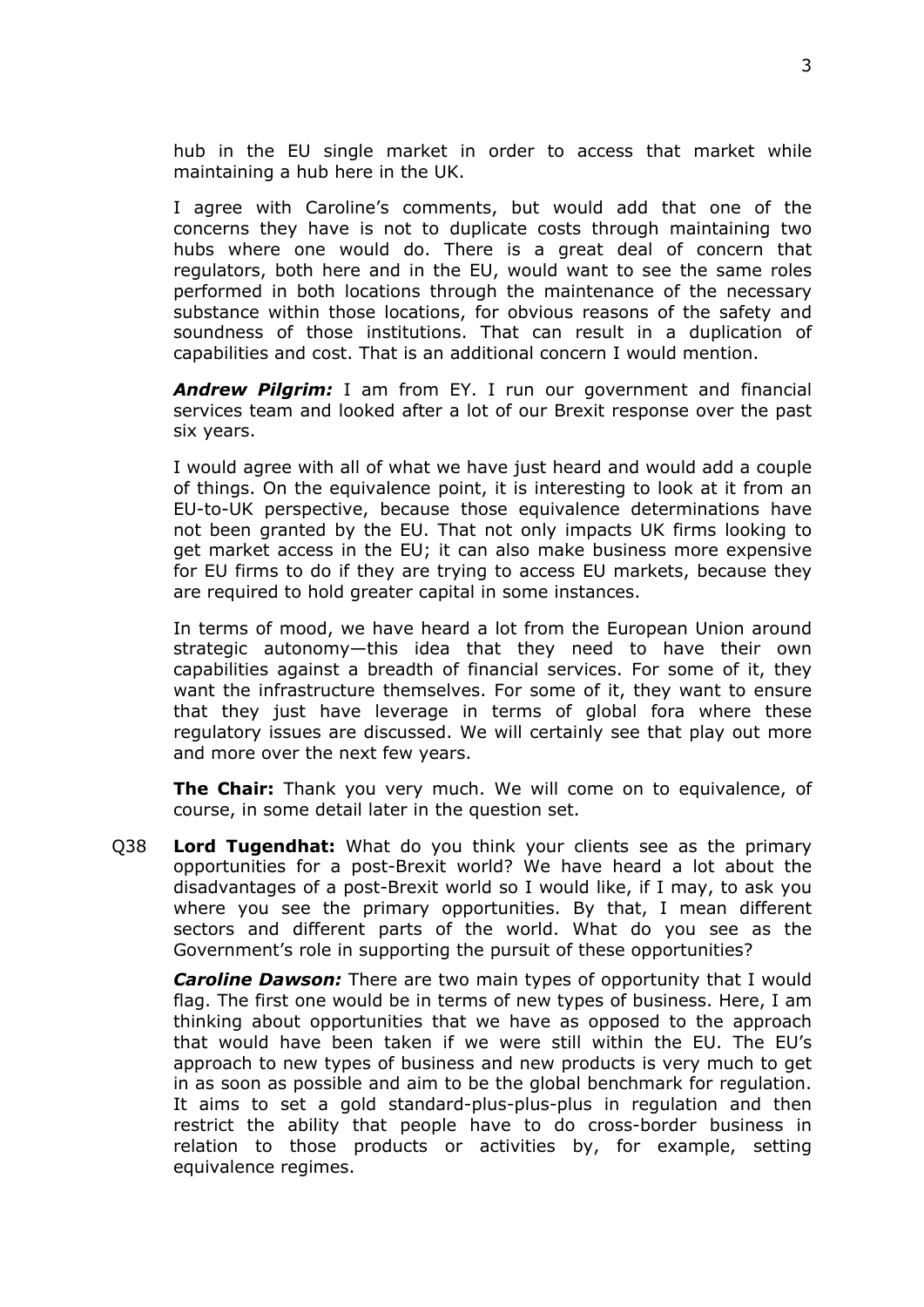hub in the EU single market in order to access that market while maintaining a hub here in the UK.

I agree with Caroline's comments, but would add that one of the concerns they have is not to duplicate costs through maintaining two hubs where one would do. There is a great deal of concern that regulators, both here and in the EU, would want to see the same roles performed in both locations through the maintenance of the necessary substance within those locations, for obvious reasons of the safety and soundness of those institutions. That can result in a duplication of capabilities and cost. That is an additional concern I would mention.

***Andrew Pilgrim:*** I am from EY. I run our government and financial services team and looked after a lot of our Brexit response over the past six years.

I would agree with all of what we have just heard and would add a couple of things. On the equivalence point, it is interesting to look at it from an EU-to-UK perspective, because those equivalence determinations have not been granted by the EU. That not only impacts UK firms looking to get market access in the EU; it can also make business more expensive for EU firms to do if they are trying to access EU markets, because they are required to hold greater capital in some instances.

In terms of mood, we have heard a lot from the European Union around strategic autonomy—this idea that they need to have their own capabilities against a breadth of financial services. For some of it, they want the infrastructure themselves. For some of it, they want to ensure that they just have leverage in terms of global fora where these regulatory issues are discussed. We will certainly see that play out more and more over the next few years.

**The Chair:** Thank you very much. We will come on to equivalence, of course, in some detail later in the question set.

Q38 **Lord Tugendhat:** What do you think your clients see as the primary opportunities for a post-Brexit world? We have heard a lot about the disadvantages of a post-Brexit world so I would like, if I may, to ask you where you see the primary opportunities. By that, I mean different sectors and different parts of the world. What do you see as the Government's role in supporting the pursuit of these opportunities?

***Caroline Dawson:*** There are two main types of opportunity that I would flag. The first one would be in terms of new types of business. Here, I am thinking about opportunities that we have as opposed to the approach that would have been taken if we were still within the EU. The EU's approach to new types of business and new products is very much to get in as soon as possible and aim to be the global benchmark for regulation. It aims to set a gold standard-plus-plus-plus in regulation and then restrict the ability that people have to do cross-border business in relation to those products or activities by, for example, setting equivalence regimes.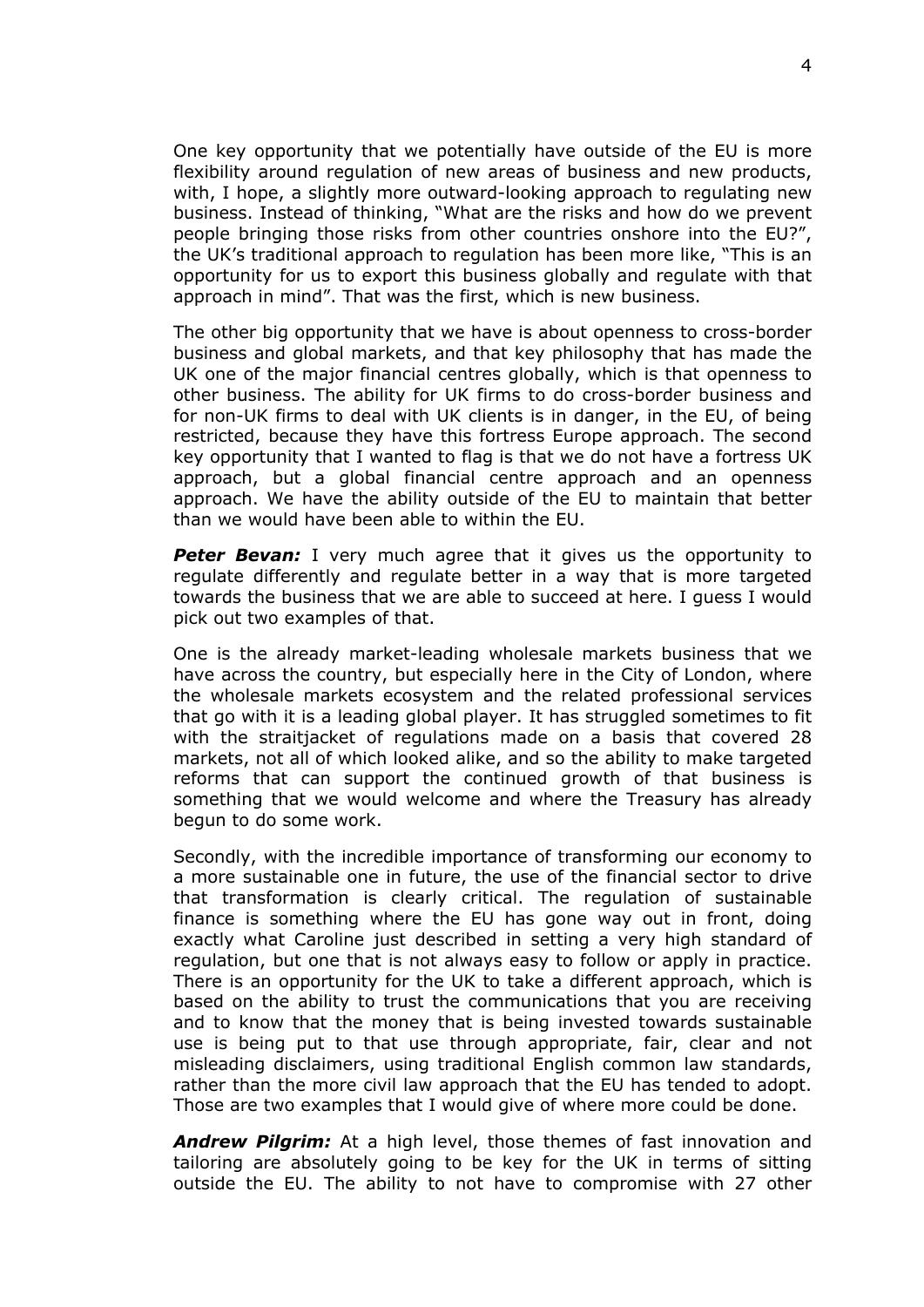One key opportunity that we potentially have outside of the EU is more flexibility around regulation of new areas of business and new products, with, I hope, a slightly more outward-looking approach to regulating new business. Instead of thinking, "What are the risks and how do we prevent people bringing those risks from other countries onshore into the EU?", the UK's traditional approach to regulation has been more like, "This is an opportunity for us to export this business globally and regulate with that approach in mind". That was the first, which is new business.

The other big opportunity that we have is about openness to cross-border business and global markets, and that key philosophy that has made the UK one of the major financial centres globally, which is that openness to other business. The ability for UK firms to do cross-border business and for non-UK firms to deal with UK clients is in danger, in the EU, of being restricted, because they have this fortress Europe approach. The second key opportunity that I wanted to flag is that we do not have a fortress UK approach, but a global financial centre approach and an openness approach. We have the ability outside of the EU to maintain that better than we would have been able to within the EU.

***Peter Bevan:*** I very much agree that it gives us the opportunity to regulate differently and regulate better in a way that is more targeted towards the business that we are able to succeed at here. I guess I would pick out two examples of that.

One is the already market-leading wholesale markets business that we have across the country, but especially here in the City of London, where the wholesale markets ecosystem and the related professional services that go with it is a leading global player. It has struggled sometimes to fit with the straitjacket of regulations made on a basis that covered 28 markets, not all of which looked alike, and so the ability to make targeted reforms that can support the continued growth of that business is something that we would welcome and where the Treasury has already begun to do some work.

Secondly, with the incredible importance of transforming our economy to a more sustainable one in future, the use of the financial sector to drive that transformation is clearly critical. The regulation of sustainable finance is something where the EU has gone way out in front, doing exactly what Caroline just described in setting a very high standard of regulation, but one that is not always easy to follow or apply in practice. There is an opportunity for the UK to take a different approach, which is based on the ability to trust the communications that you are receiving and to know that the money that is being invested towards sustainable use is being put to that use through appropriate, fair, clear and not misleading disclaimers, using traditional English common law standards, rather than the more civil law approach that the EU has tended to adopt. Those are two examples that I would give of where more could be done.

***Andrew Pilgrim:*** At a high level, those themes of fast innovation and tailoring are absolutely going to be key for the UK in terms of sitting outside the EU. The ability to not have to compromise with 27 other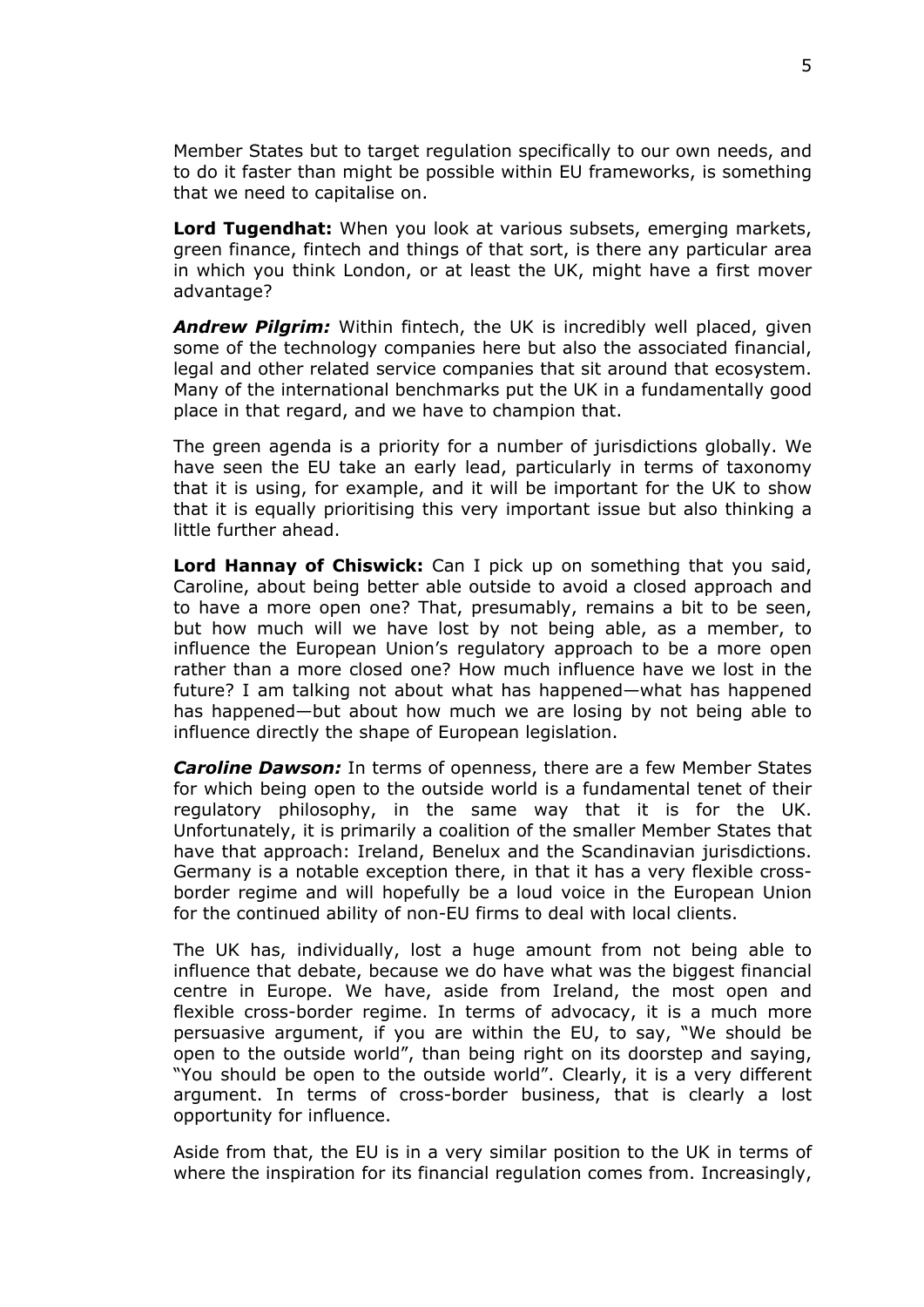Member States but to target regulation specifically to our own needs, and to do it faster than might be possible within EU frameworks, is something that we need to capitalise on.

**Lord Tugendhat:** When you look at various subsets, emerging markets, green finance, fintech and things of that sort, is there any particular area in which you think London, or at least the UK, might have a first mover advantage?

***Andrew Pilgrim:*** Within fintech, the UK is incredibly well placed, given some of the technology companies here but also the associated financial, legal and other related service companies that sit around that ecosystem. Many of the international benchmarks put the UK in a fundamentally good place in that regard, and we have to champion that.

The green agenda is a priority for a number of jurisdictions globally. We have seen the EU take an early lead, particularly in terms of taxonomy that it is using, for example, and it will be important for the UK to show that it is equally prioritising this very important issue but also thinking a little further ahead.

**Lord Hannay of Chiswick:** Can I pick up on something that you said, Caroline, about being better able outside to avoid a closed approach and to have a more open one? That, presumably, remains a bit to be seen, but how much will we have lost by not being able, as a member, to influence the European Union's regulatory approach to be a more open rather than a more closed one? How much influence have we lost in the future? I am talking not about what has happened—what has happened has happened—but about how much we are losing by not being able to influence directly the shape of European legislation.

***Caroline Dawson:*** In terms of openness, there are a few Member States for which being open to the outside world is a fundamental tenet of their regulatory philosophy, in the same way that it is for the UK. Unfortunately, it is primarily a coalition of the smaller Member States that have that approach: Ireland, Benelux and the Scandinavian jurisdictions. Germany is a notable exception there, in that it has a very flexible cross-border regime and will hopefully be a loud voice in the European Union for the continued ability of non-EU firms to deal with local clients.

The UK has, individually, lost a huge amount from not being able to influence that debate, because we do have what was the biggest financial centre in Europe. We have, aside from Ireland, the most open and flexible cross-border regime. In terms of advocacy, it is a much more persuasive argument, if you are within the EU, to say, "We should be open to the outside world", than being right on its doorstep and saying, "You should be open to the outside world". Clearly, it is a very different argument. In terms of cross-border business, that is clearly a lost opportunity for influence.

Aside from that, the EU is in a very similar position to the UK in terms of where the inspiration for its financial regulation comes from. Increasingly,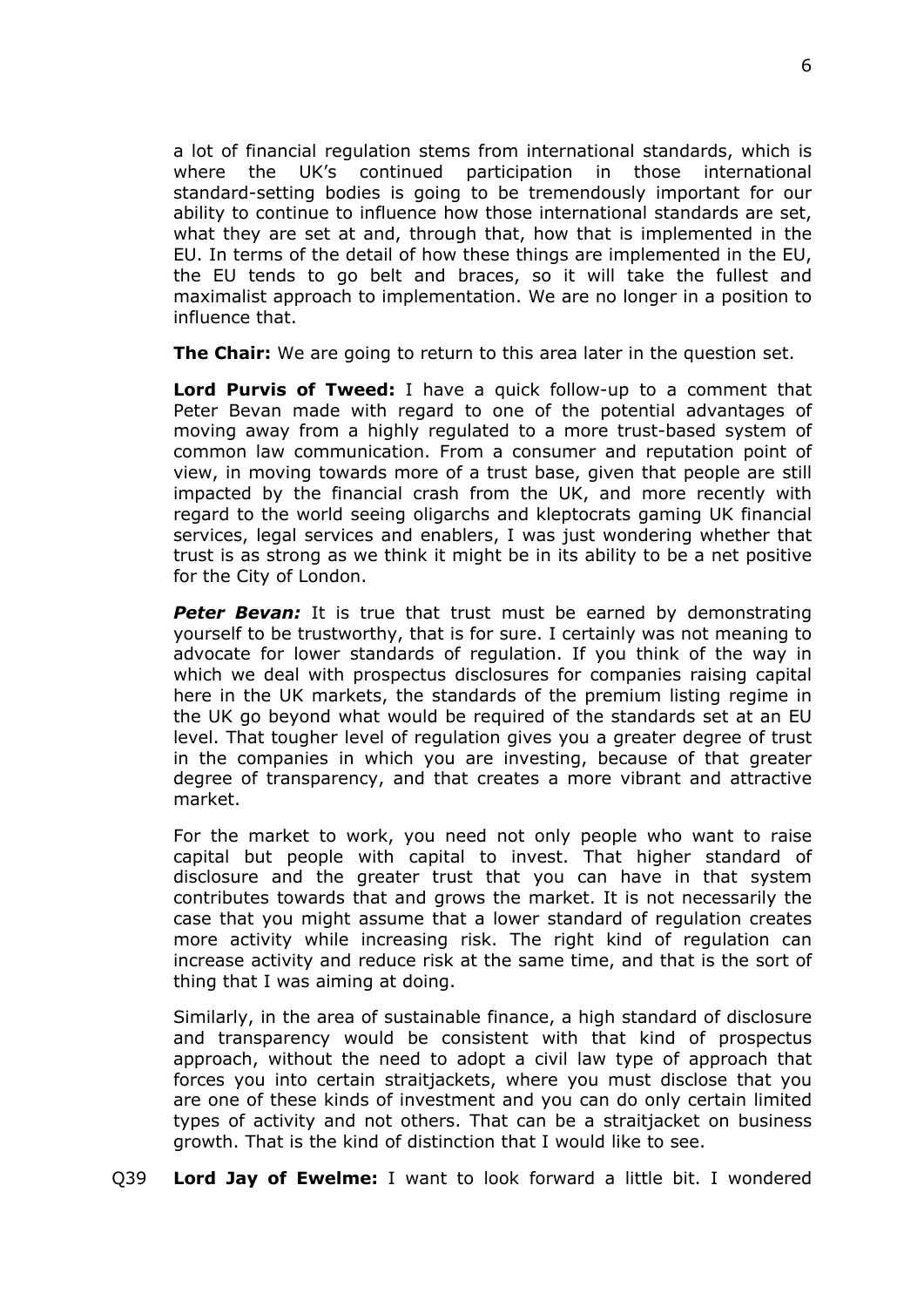a lot of financial regulation stems from international standards, which is where the UK's continued participation in those international standard-setting bodies is going to be tremendously important for our ability to continue to influence how those international standards are set, what they are set at and, through that, how that is implemented in the EU. In terms of the detail of how these things are implemented in the EU, the EU tends to go belt and braces, so it will take the fullest and maximalist approach to implementation. We are no longer in a position to influence that.

**The Chair:** We are going to return to this area later in the question set.

**Lord Purvis of Tweed:** I have a quick follow-up to a comment that Peter Bevan made with regard to one of the potential advantages of moving away from a highly regulated to a more trust-based system of common law communication. From a consumer and reputation point of view, in moving towards more of a trust base, given that people are still impacted by the financial crash from the UK, and more recently with regard to the world seeing oligarchs and kleptocrats gaming UK financial services, legal services and enablers, I was just wondering whether that trust is as strong as we think it might be in its ability to be a net positive for the City of London.

***Peter Bevan:*** It is true that trust must be earned by demonstrating yourself to be trustworthy, that is for sure. I certainly was not meaning to advocate for lower standards of regulation. If you think of the way in which we deal with prospectus disclosures for companies raising capital here in the UK markets, the standards of the premium listing regime in the UK go beyond what would be required of the standards set at an EU level. That tougher level of regulation gives you a greater degree of trust in the companies in which you are investing, because of that greater degree of transparency, and that creates a more vibrant and attractive market.

For the market to work, you need not only people who want to raise capital but people with capital to invest. That higher standard of disclosure and the greater trust that you can have in that system contributes towards that and grows the market. It is not necessarily the case that you might assume that a lower standard of regulation creates more activity while increasing risk. The right kind of regulation can increase activity and reduce risk at the same time, and that is the sort of thing that I was aiming at doing.

Similarly, in the area of sustainable finance, a high standard of disclosure and transparency would be consistent with that kind of prospectus approach, without the need to adopt a civil law type of approach that forces you into certain straitjackets, where you must disclose that you are one of these kinds of investment and you can do only certain limited types of activity and not others. That can be a straitjacket on business growth. That is the kind of distinction that I would like to see.

Q39 **Lord Jay of Ewelme:** I want to look forward a little bit. I wondered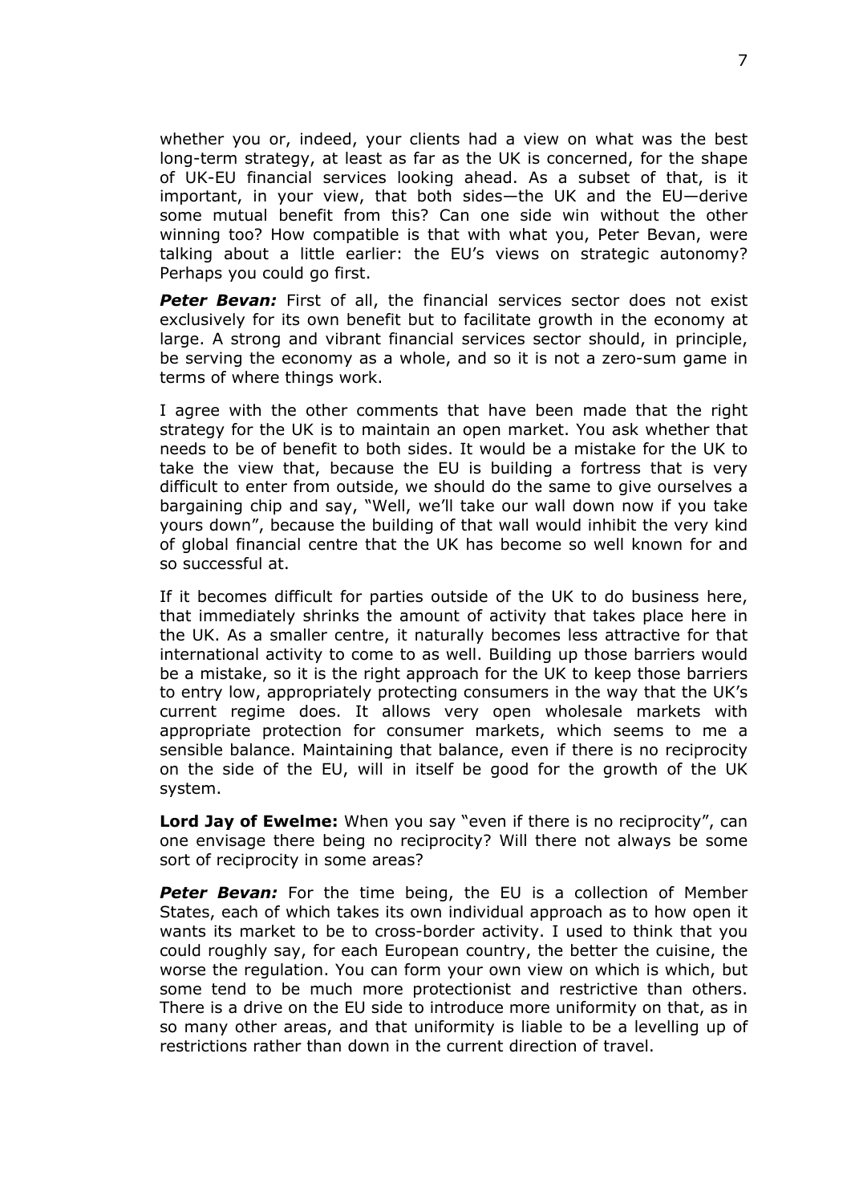whether you or, indeed, your clients had a view on what was the best long-term strategy, at least as far as the UK is concerned, for the shape of UK-EU financial services looking ahead. As a subset of that, is it important, in your view, that both sides—the UK and the EU—derive some mutual benefit from this? Can one side win without the other winning too? How compatible is that with what you, Peter Bevan, were talking about a little earlier: the EU's views on strategic autonomy? Perhaps you could go first.

***Peter Bevan:*** First of all, the financial services sector does not exist exclusively for its own benefit but to facilitate growth in the economy at large. A strong and vibrant financial services sector should, in principle, be serving the economy as a whole, and so it is not a zero-sum game in terms of where things work.

I agree with the other comments that have been made that the right strategy for the UK is to maintain an open market. You ask whether that needs to be of benefit to both sides. It would be a mistake for the UK to take the view that, because the EU is building a fortress that is very difficult to enter from outside, we should do the same to give ourselves a bargaining chip and say, "Well, we'll take our wall down now if you take yours down", because the building of that wall would inhibit the very kind of global financial centre that the UK has become so well known for and so successful at.

If it becomes difficult for parties outside of the UK to do business here, that immediately shrinks the amount of activity that takes place here in the UK. As a smaller centre, it naturally becomes less attractive for that international activity to come to as well. Building up those barriers would be a mistake, so it is the right approach for the UK to keep those barriers to entry low, appropriately protecting consumers in the way that the UK's current regime does. It allows very open wholesale markets with appropriate protection for consumer markets, which seems to me a sensible balance. Maintaining that balance, even if there is no reciprocity on the side of the EU, will in itself be good for the growth of the UK system.

**Lord Jay of Ewelme:** When you say "even if there is no reciprocity", can one envisage there being no reciprocity? Will there not always be some sort of reciprocity in some areas?

***Peter Bevan:*** For the time being, the EU is a collection of Member States, each of which takes its own individual approach as to how open it wants its market to be to cross-border activity. I used to think that you could roughly say, for each European country, the better the cuisine, the worse the regulation. You can form your own view on which is which, but some tend to be much more protectionist and restrictive than others. There is a drive on the EU side to introduce more uniformity on that, as in so many other areas, and that uniformity is liable to be a levelling up of restrictions rather than down in the current direction of travel.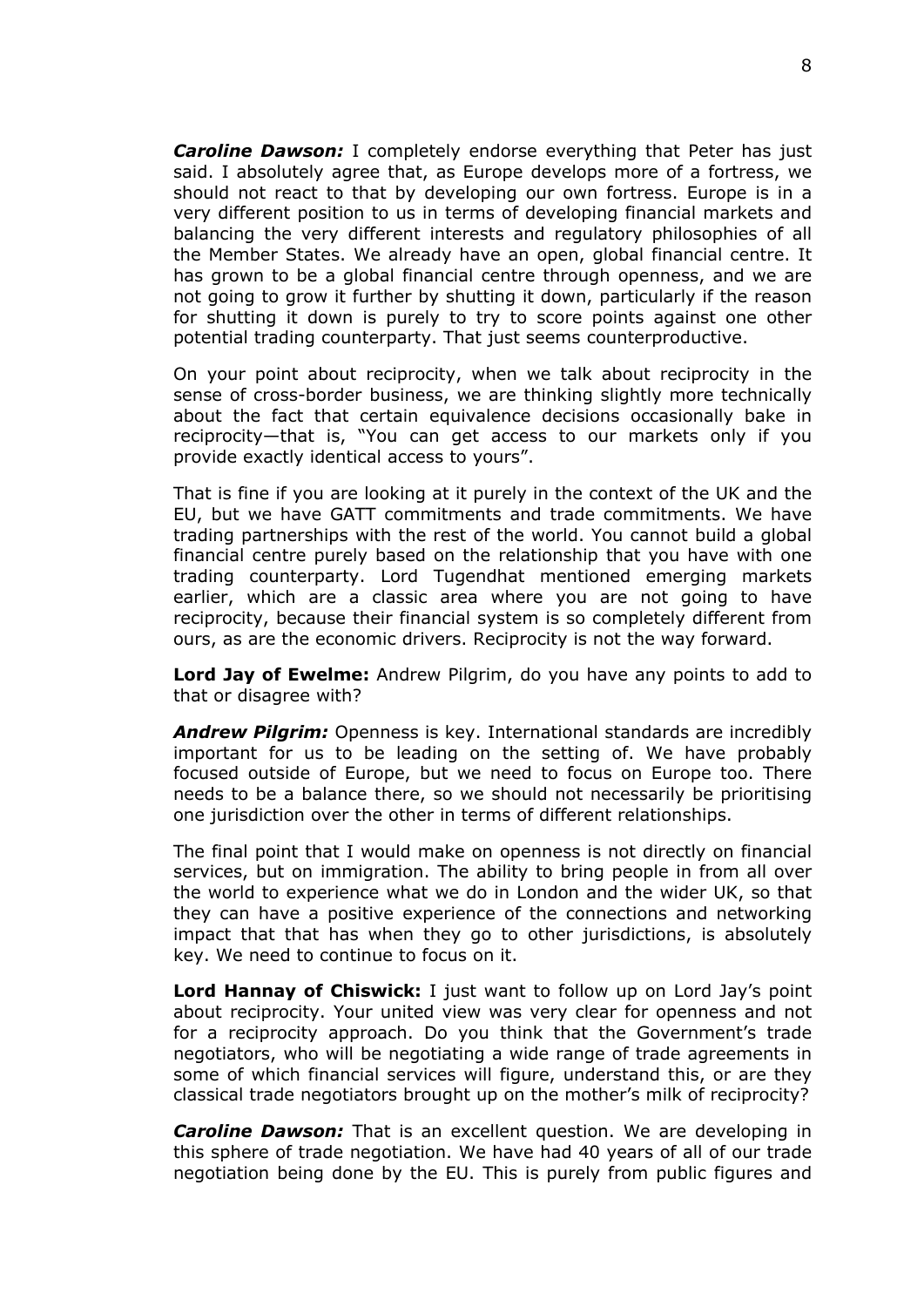***Caroline Dawson:*** I completely endorse everything that Peter has just said. I absolutely agree that, as Europe develops more of a fortress, we should not react to that by developing our own fortress. Europe is in a very different position to us in terms of developing financial markets and balancing the very different interests and regulatory philosophies of all the Member States. We already have an open, global financial centre. It has grown to be a global financial centre through openness, and we are not going to grow it further by shutting it down, particularly if the reason for shutting it down is purely to try to score points against one other potential trading counterparty. That just seems counterproductive.

On your point about reciprocity, when we talk about reciprocity in the sense of cross-border business, we are thinking slightly more technically about the fact that certain equivalence decisions occasionally bake in reciprocity—that is, "You can get access to our markets only if you provide exactly identical access to yours".

That is fine if you are looking at it purely in the context of the UK and the EU, but we have GATT commitments and trade commitments. We have trading partnerships with the rest of the world. You cannot build a global financial centre purely based on the relationship that you have with one trading counterparty. Lord Tugendhat mentioned emerging markets earlier, which are a classic area where you are not going to have reciprocity, because their financial system is so completely different from ours, as are the economic drivers. Reciprocity is not the way forward.

**Lord Jay of Ewelme:** Andrew Pilgrim, do you have any points to add to that or disagree with?

***Andrew Pilgrim:*** Openness is key. International standards are incredibly important for us to be leading on the setting of. We have probably focused outside of Europe, but we need to focus on Europe too. There needs to be a balance there, so we should not necessarily be prioritising one jurisdiction over the other in terms of different relationships.

The final point that I would make on openness is not directly on financial services, but on immigration. The ability to bring people in from all over the world to experience what we do in London and the wider UK, so that they can have a positive experience of the connections and networking impact that that has when they go to other jurisdictions, is absolutely key. We need to continue to focus on it.

**Lord Hannay of Chiswick:** I just want to follow up on Lord Jay's point about reciprocity. Your united view was very clear for openness and not for a reciprocity approach. Do you think that the Government's trade negotiators, who will be negotiating a wide range of trade agreements in some of which financial services will figure, understand this, or are they classical trade negotiators brought up on the mother's milk of reciprocity?

***Caroline Dawson:*** That is an excellent question. We are developing in this sphere of trade negotiation. We have had 40 years of all of our trade negotiation being done by the EU. This is purely from public figures and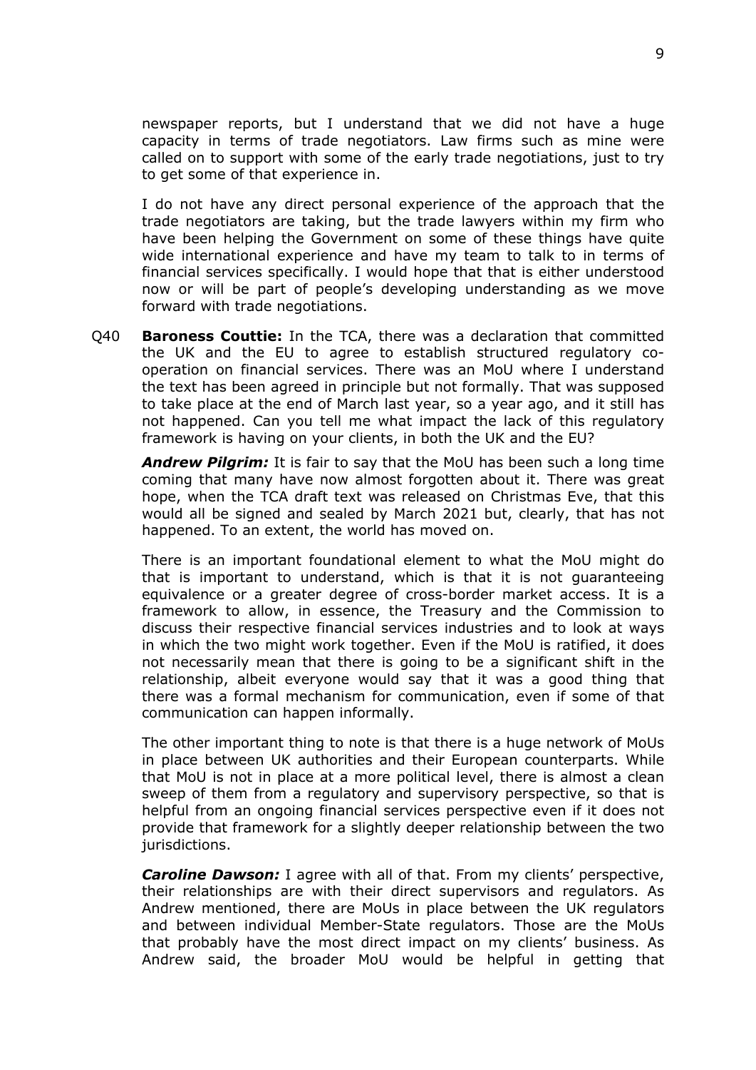newspaper reports, but I understand that we did not have a huge capacity in terms of trade negotiators. Law firms such as mine were called on to support with some of the early trade negotiations, just to try to get some of that experience in.

I do not have any direct personal experience of the approach that the trade negotiators are taking, but the trade lawyers within my firm who have been helping the Government on some of these things have quite wide international experience and have my team to talk to in terms of financial services specifically. I would hope that that is either understood now or will be part of people's developing understanding as we move forward with trade negotiations.

Q40 **Baroness Couttie:** In the TCA, there was a declaration that committed the UK and the EU to agree to establish structured regulatory co-operation on financial services. There was an MoU where I understand the text has been agreed in principle but not formally. That was supposed to take place at the end of March last year, so a year ago, and it still has not happened. Can you tell me what impact the lack of this regulatory framework is having on your clients, in both the UK and the EU?

***Andrew Pilgrim:*** It is fair to say that the MoU has been such a long time coming that many have now almost forgotten about it. There was great hope, when the TCA draft text was released on Christmas Eve, that this would all be signed and sealed by March 2021 but, clearly, that has not happened. To an extent, the world has moved on.

There is an important foundational element to what the MoU might do that is important to understand, which is that it is not guaranteeing equivalence or a greater degree of cross-border market access. It is a framework to allow, in essence, the Treasury and the Commission to discuss their respective financial services industries and to look at ways in which the two might work together. Even if the MoU is ratified, it does not necessarily mean that there is going to be a significant shift in the relationship, albeit everyone would say that it was a good thing that there was a formal mechanism for communication, even if some of that communication can happen informally.

The other important thing to note is that there is a huge network of MoUs in place between UK authorities and their European counterparts. While that MoU is not in place at a more political level, there is almost a clean sweep of them from a regulatory and supervisory perspective, so that is helpful from an ongoing financial services perspective even if it does not provide that framework for a slightly deeper relationship between the two jurisdictions.

***Caroline Dawson:*** I agree with all of that. From my clients' perspective, their relationships are with their direct supervisors and regulators. As Andrew mentioned, there are MoUs in place between the UK regulators and between individual Member-State regulators. Those are the MoUs that probably have the most direct impact on my clients' business. As Andrew said, the broader MoU would be helpful in getting that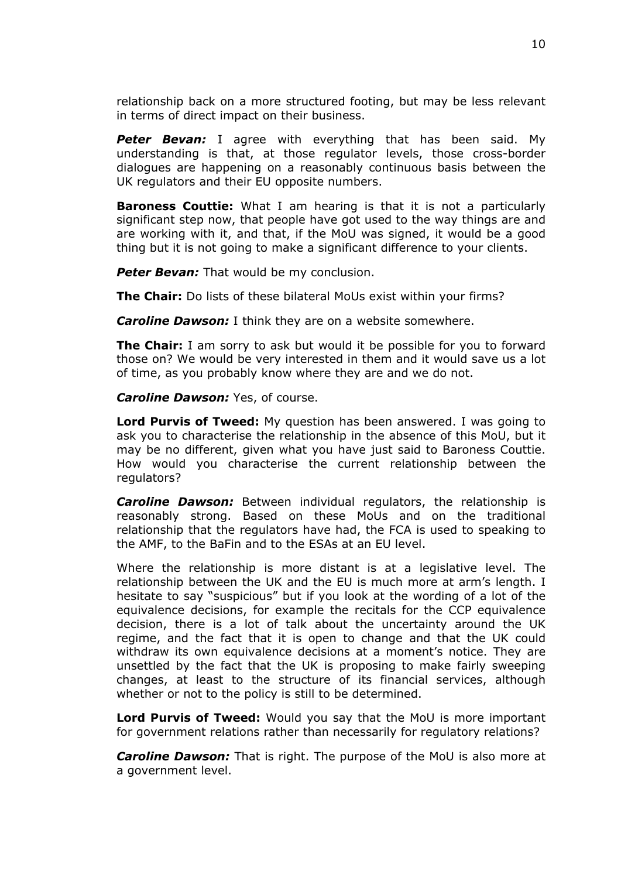relationship back on a more structured footing, but may be less relevant in terms of direct impact on their business.

***Peter Bevan:*** I agree with everything that has been said. My understanding is that, at those regulator levels, those cross-border dialogues are happening on a reasonably continuous basis between the UK regulators and their EU opposite numbers.

**Baroness Couttie:** What I am hearing is that it is not a particularly significant step now, that people have got used to the way things are and are working with it, and that, if the MoU was signed, it would be a good thing but it is not going to make a significant difference to your clients.

***Peter Bevan:*** That would be my conclusion.

**The Chair:** Do lists of these bilateral MoUs exist within your firms?

***Caroline Dawson:*** I think they are on a website somewhere.

**The Chair:** I am sorry to ask but would it be possible for you to forward those on? We would be very interested in them and it would save us a lot of time, as you probably know where they are and we do not.

***Caroline Dawson:*** Yes, of course.

**Lord Purvis of Tweed:** My question has been answered. I was going to ask you to characterise the relationship in the absence of this MoU, but it may be no different, given what you have just said to Baroness Couttie. How would you characterise the current relationship between the regulators?

***Caroline Dawson:*** Between individual regulators, the relationship is reasonably strong. Based on these MoUs and on the traditional relationship that the regulators have had, the FCA is used to speaking to the AMF, to the BaFin and to the ESAs at an EU level.

Where the relationship is more distant is at a legislative level. The relationship between the UK and the EU is much more at arm's length. I hesitate to say "suspicious" but if you look at the wording of a lot of the equivalence decisions, for example the recitals for the CCP equivalence decision, there is a lot of talk about the uncertainty around the UK regime, and the fact that it is open to change and that the UK could withdraw its own equivalence decisions at a moment's notice. They are unsettled by the fact that the UK is proposing to make fairly sweeping changes, at least to the structure of its financial services, although whether or not to the policy is still to be determined.

**Lord Purvis of Tweed:** Would you say that the MoU is more important for government relations rather than necessarily for regulatory relations?

***Caroline Dawson:*** That is right. The purpose of the MoU is also more at a government level.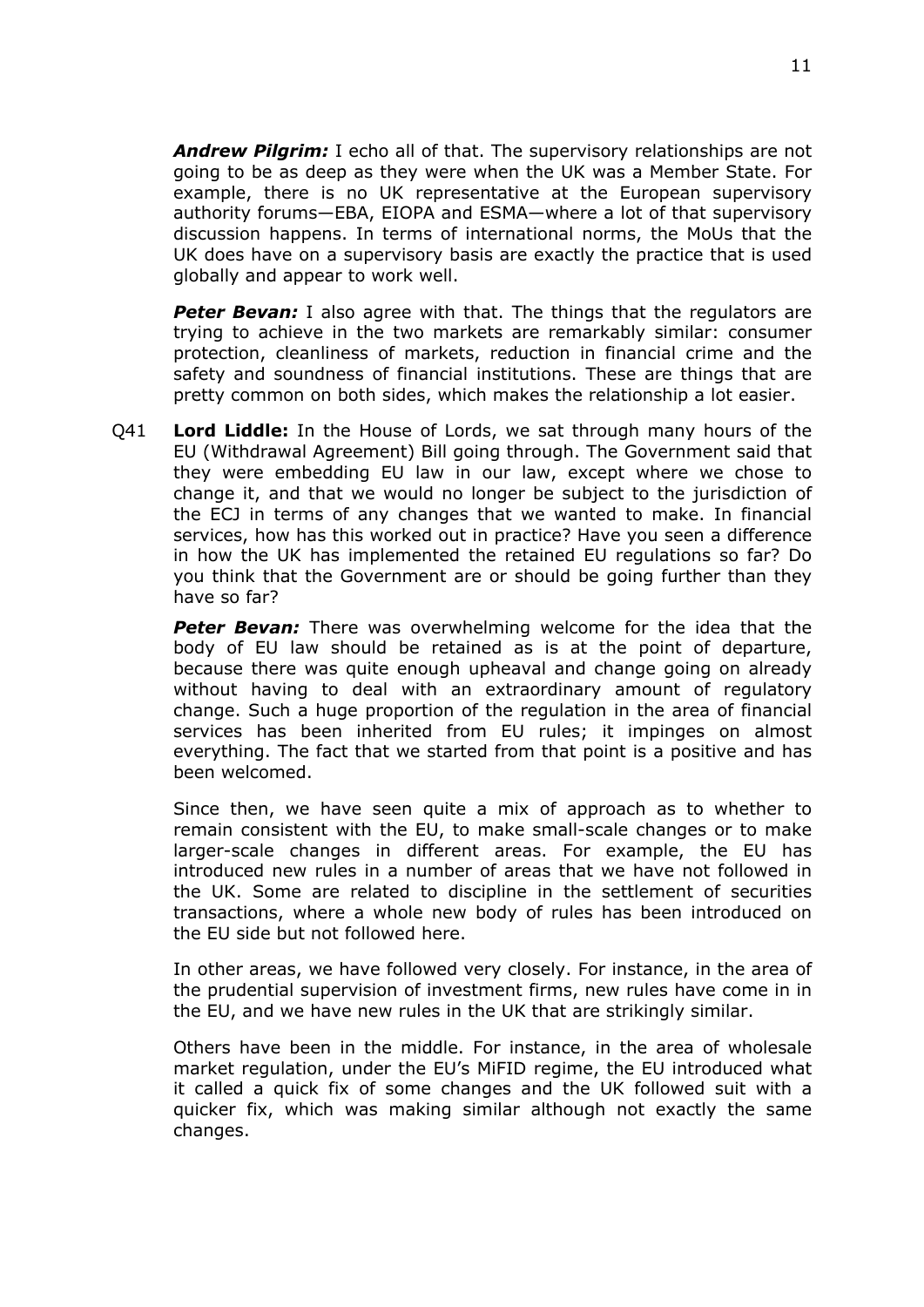***Andrew Pilgrim:*** I echo all of that. The supervisory relationships are not going to be as deep as they were when the UK was a Member State. For example, there is no UK representative at the European supervisory authority forums—EBA, EIOPA and ESMA—where a lot of that supervisory discussion happens. In terms of international norms, the MoUs that the UK does have on a supervisory basis are exactly the practice that is used globally and appear to work well.

***Peter Bevan:*** I also agree with that. The things that the regulators are trying to achieve in the two markets are remarkably similar: consumer protection, cleanliness of markets, reduction in financial crime and the safety and soundness of financial institutions. These are things that are pretty common on both sides, which makes the relationship a lot easier.

Q41 **Lord Liddle:** In the House of Lords, we sat through many hours of the EU (Withdrawal Agreement) Bill going through. The Government said that they were embedding EU law in our law, except where we chose to change it, and that we would no longer be subject to the jurisdiction of the ECJ in terms of any changes that we wanted to make. In financial services, how has this worked out in practice? Have you seen a difference in how the UK has implemented the retained EU regulations so far? Do you think that the Government are or should be going further than they have so far?

***Peter Bevan:*** There was overwhelming welcome for the idea that the body of EU law should be retained as is at the point of departure, because there was quite enough upheaval and change going on already without having to deal with an extraordinary amount of regulatory change. Such a huge proportion of the regulation in the area of financial services has been inherited from EU rules; it impinges on almost everything. The fact that we started from that point is a positive and has been welcomed.

Since then, we have seen quite a mix of approach as to whether to remain consistent with the EU, to make small-scale changes or to make larger-scale changes in different areas. For example, the EU has introduced new rules in a number of areas that we have not followed in the UK. Some are related to discipline in the settlement of securities transactions, where a whole new body of rules has been introduced on the EU side but not followed here.

In other areas, we have followed very closely. For instance, in the area of the prudential supervision of investment firms, new rules have come in in the EU, and we have new rules in the UK that are strikingly similar.

Others have been in the middle. For instance, in the area of wholesale market regulation, under the EU's MiFID regime, the EU introduced what it called a quick fix of some changes and the UK followed suit with a quicker fix, which was making similar although not exactly the same changes.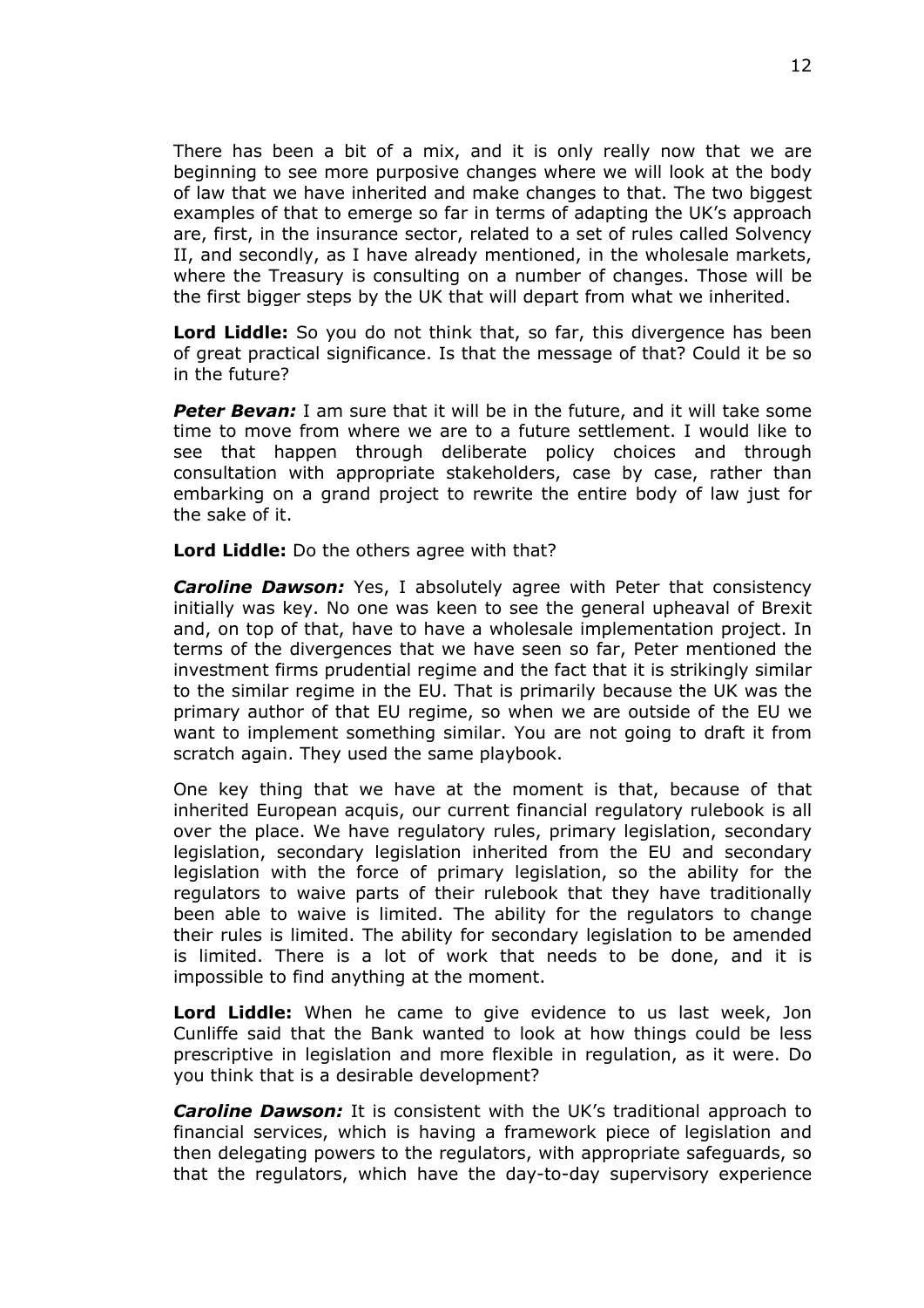There has been a bit of a mix, and it is only really now that we are beginning to see more purposive changes where we will look at the body of law that we have inherited and make changes to that. The two biggest examples of that to emerge so far in terms of adapting the UK's approach are, first, in the insurance sector, related to a set of rules called Solvency II, and secondly, as I have already mentioned, in the wholesale markets, where the Treasury is consulting on a number of changes. Those will be the first bigger steps by the UK that will depart from what we inherited.

**Lord Liddle:** So you do not think that, so far, this divergence has been of great practical significance. Is that the message of that? Could it be so in the future?

***Peter Bevan:*** I am sure that it will be in the future, and it will take some time to move from where we are to a future settlement. I would like to see that happen through deliberate policy choices and through consultation with appropriate stakeholders, case by case, rather than embarking on a grand project to rewrite the entire body of law just for the sake of it.

**Lord Liddle:** Do the others agree with that?

***Caroline Dawson:*** Yes, I absolutely agree with Peter that consistency initially was key. No one was keen to see the general upheaval of Brexit and, on top of that, have to have a wholesale implementation project. In terms of the divergences that we have seen so far, Peter mentioned the investment firms prudential regime and the fact that it is strikingly similar to the similar regime in the EU. That is primarily because the UK was the primary author of that EU regime, so when we are outside of the EU we want to implement something similar. You are not going to draft it from scratch again. They used the same playbook.

One key thing that we have at the moment is that, because of that inherited European acquis, our current financial regulatory rulebook is all over the place. We have regulatory rules, primary legislation, secondary legislation, secondary legislation inherited from the EU and secondary legislation with the force of primary legislation, so the ability for the regulators to waive parts of their rulebook that they have traditionally been able to waive is limited. The ability for the regulators to change their rules is limited. The ability for secondary legislation to be amended is limited. There is a lot of work that needs to be done, and it is impossible to find anything at the moment.

**Lord Liddle:** When he came to give evidence to us last week, Jon Cunliffe said that the Bank wanted to look at how things could be less prescriptive in legislation and more flexible in regulation, as it were. Do you think that is a desirable development?

***Caroline Dawson:*** It is consistent with the UK's traditional approach to financial services, which is having a framework piece of legislation and then delegating powers to the regulators, with appropriate safeguards, so that the regulators, which have the day-to-day supervisory experience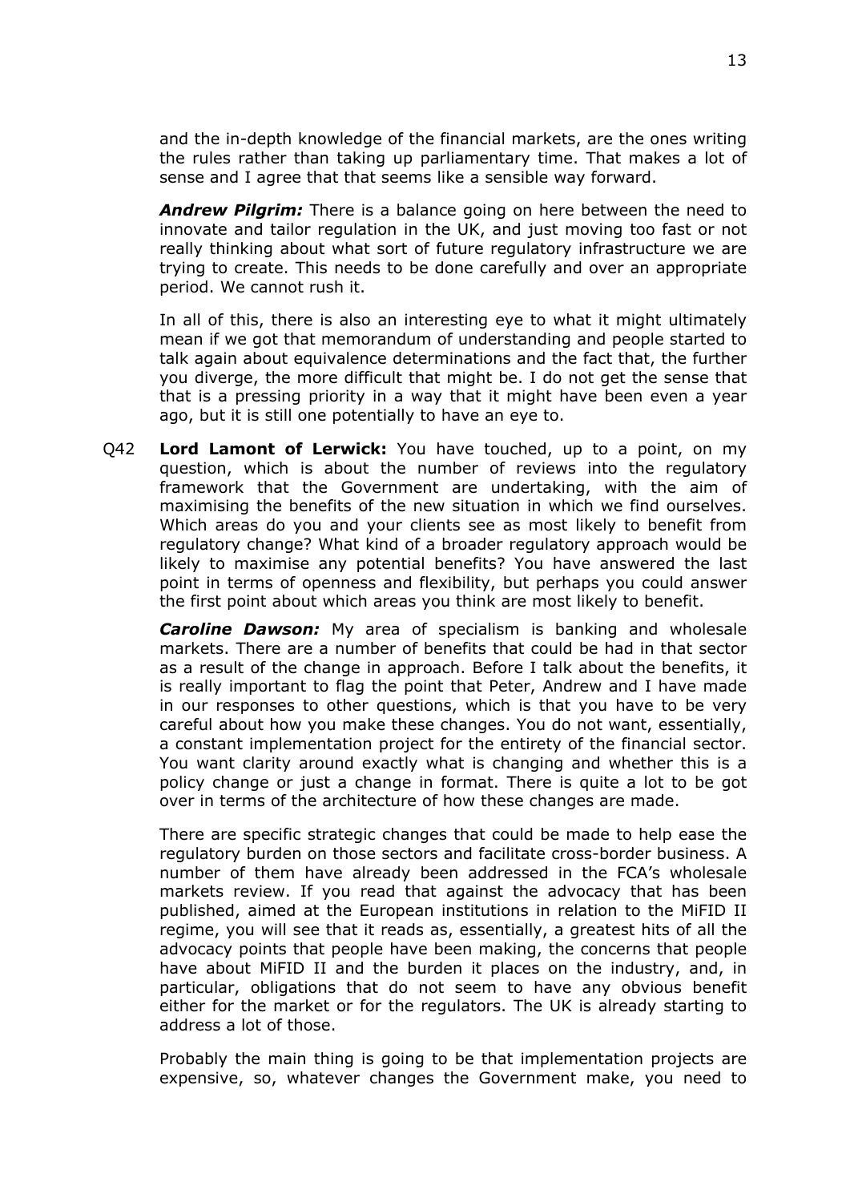and the in-depth knowledge of the financial markets, are the ones writing the rules rather than taking up parliamentary time. That makes a lot of sense and I agree that that seems like a sensible way forward.

***Andrew Pilgrim:*** There is a balance going on here between the need to innovate and tailor regulation in the UK, and just moving too fast or not really thinking about what sort of future regulatory infrastructure we are trying to create. This needs to be done carefully and over an appropriate period. We cannot rush it.

In all of this, there is also an interesting eye to what it might ultimately mean if we got that memorandum of understanding and people started to talk again about equivalence determinations and the fact that, the further you diverge, the more difficult that might be. I do not get the sense that that is a pressing priority in a way that it might have been even a year ago, but it is still one potentially to have an eye to.

Q42 **Lord Lamont of Lerwick:** You have touched, up to a point, on my question, which is about the number of reviews into the regulatory framework that the Government are undertaking, with the aim of maximising the benefits of the new situation in which we find ourselves. Which areas do you and your clients see as most likely to benefit from regulatory change? What kind of a broader regulatory approach would be likely to maximise any potential benefits? You have answered the last point in terms of openness and flexibility, but perhaps you could answer the first point about which areas you think are most likely to benefit.

***Caroline Dawson:*** My area of specialism is banking and wholesale markets. There are a number of benefits that could be had in that sector as a result of the change in approach. Before I talk about the benefits, it is really important to flag the point that Peter, Andrew and I have made in our responses to other questions, which is that you have to be very careful about how you make these changes. You do not want, essentially, a constant implementation project for the entirety of the financial sector. You want clarity around exactly what is changing and whether this is a policy change or just a change in format. There is quite a lot to be got over in terms of the architecture of how these changes are made.

There are specific strategic changes that could be made to help ease the regulatory burden on those sectors and facilitate cross-border business. A number of them have already been addressed in the FCA's wholesale markets review. If you read that against the advocacy that has been published, aimed at the European institutions in relation to the MiFID II regime, you will see that it reads as, essentially, a greatest hits of all the advocacy points that people have been making, the concerns that people have about MiFID II and the burden it places on the industry, and, in particular, obligations that do not seem to have any obvious benefit either for the market or for the regulators. The UK is already starting to address a lot of those.

Probably the main thing is going to be that implementation projects are expensive, so, whatever changes the Government make, you need to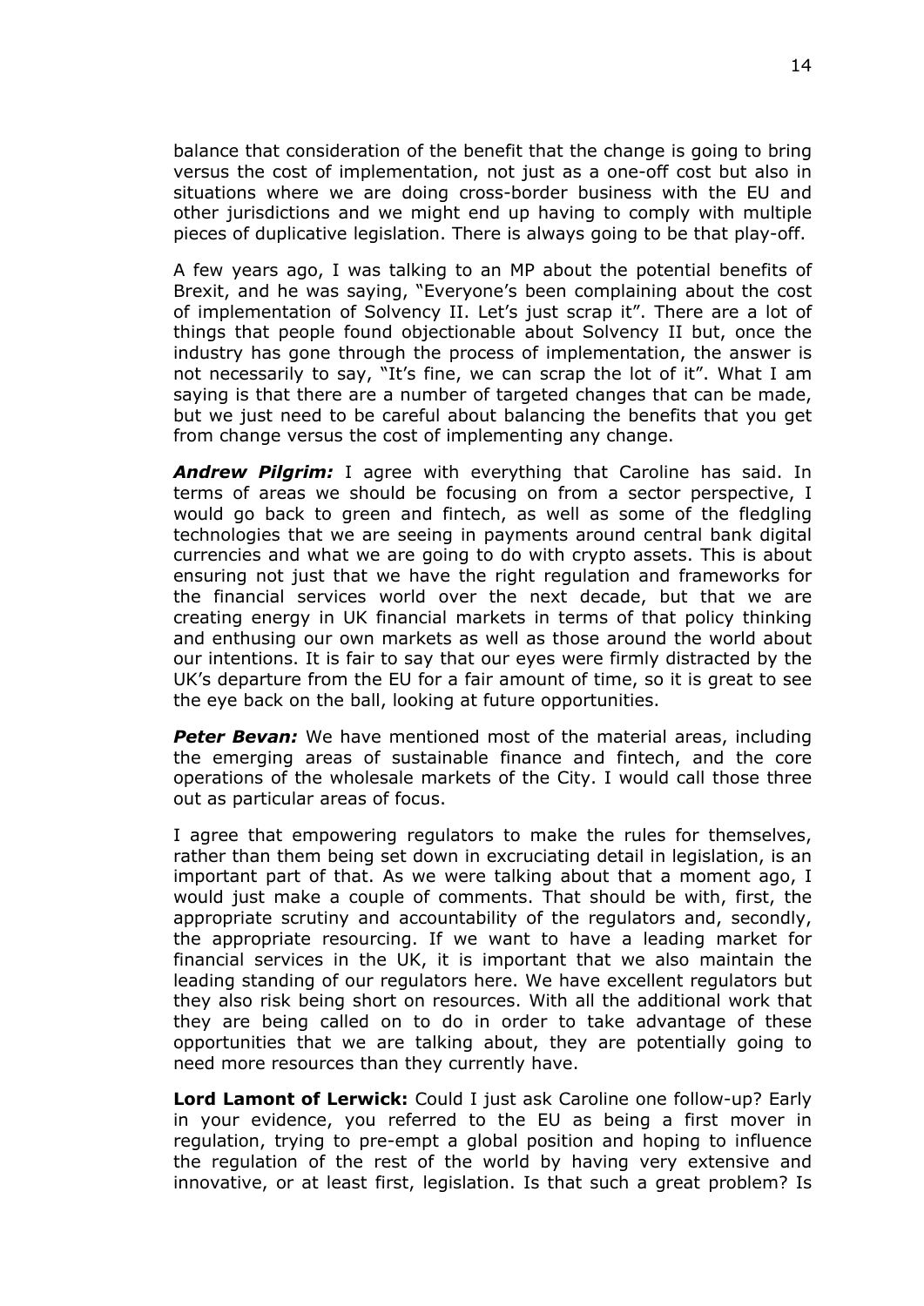balance that consideration of the benefit that the change is going to bring versus the cost of implementation, not just as a one-off cost but also in situations where we are doing cross-border business with the EU and other jurisdictions and we might end up having to comply with multiple pieces of duplicative legislation. There is always going to be that play-off.

A few years ago, I was talking to an MP about the potential benefits of Brexit, and he was saying, "Everyone's been complaining about the cost of implementation of Solvency II. Let's just scrap it". There are a lot of things that people found objectionable about Solvency II but, once the industry has gone through the process of implementation, the answer is not necessarily to say, "It's fine, we can scrap the lot of it". What I am saying is that there are a number of targeted changes that can be made, but we just need to be careful about balancing the benefits that you get from change versus the cost of implementing any change.

***Andrew Pilgrim:*** I agree with everything that Caroline has said. In terms of areas we should be focusing on from a sector perspective, I would go back to green and fintech, as well as some of the fledgling technologies that we are seeing in payments around central bank digital currencies and what we are going to do with crypto assets. This is about ensuring not just that we have the right regulation and frameworks for the financial services world over the next decade, but that we are creating energy in UK financial markets in terms of that policy thinking and enthusing our own markets as well as those around the world about our intentions. It is fair to say that our eyes were firmly distracted by the UK's departure from the EU for a fair amount of time, so it is great to see the eye back on the ball, looking at future opportunities.

***Peter Bevan:*** We have mentioned most of the material areas, including the emerging areas of sustainable finance and fintech, and the core operations of the wholesale markets of the City. I would call those three out as particular areas of focus.

I agree that empowering regulators to make the rules for themselves, rather than them being set down in excruciating detail in legislation, is an important part of that. As we were talking about that a moment ago, I would just make a couple of comments. That should be with, first, the appropriate scrutiny and accountability of the regulators and, secondly, the appropriate resourcing. If we want to have a leading market for financial services in the UK, it is important that we also maintain the leading standing of our regulators here. We have excellent regulators but they also risk being short on resources. With all the additional work that they are being called on to do in order to take advantage of these opportunities that we are talking about, they are potentially going to need more resources than they currently have.

**Lord Lamont of Lerwick:** Could I just ask Caroline one follow-up? Early in your evidence, you referred to the EU as being a first mover in regulation, trying to pre-empt a global position and hoping to influence the regulation of the rest of the world by having very extensive and innovative, or at least first, legislation. Is that such a great problem? Is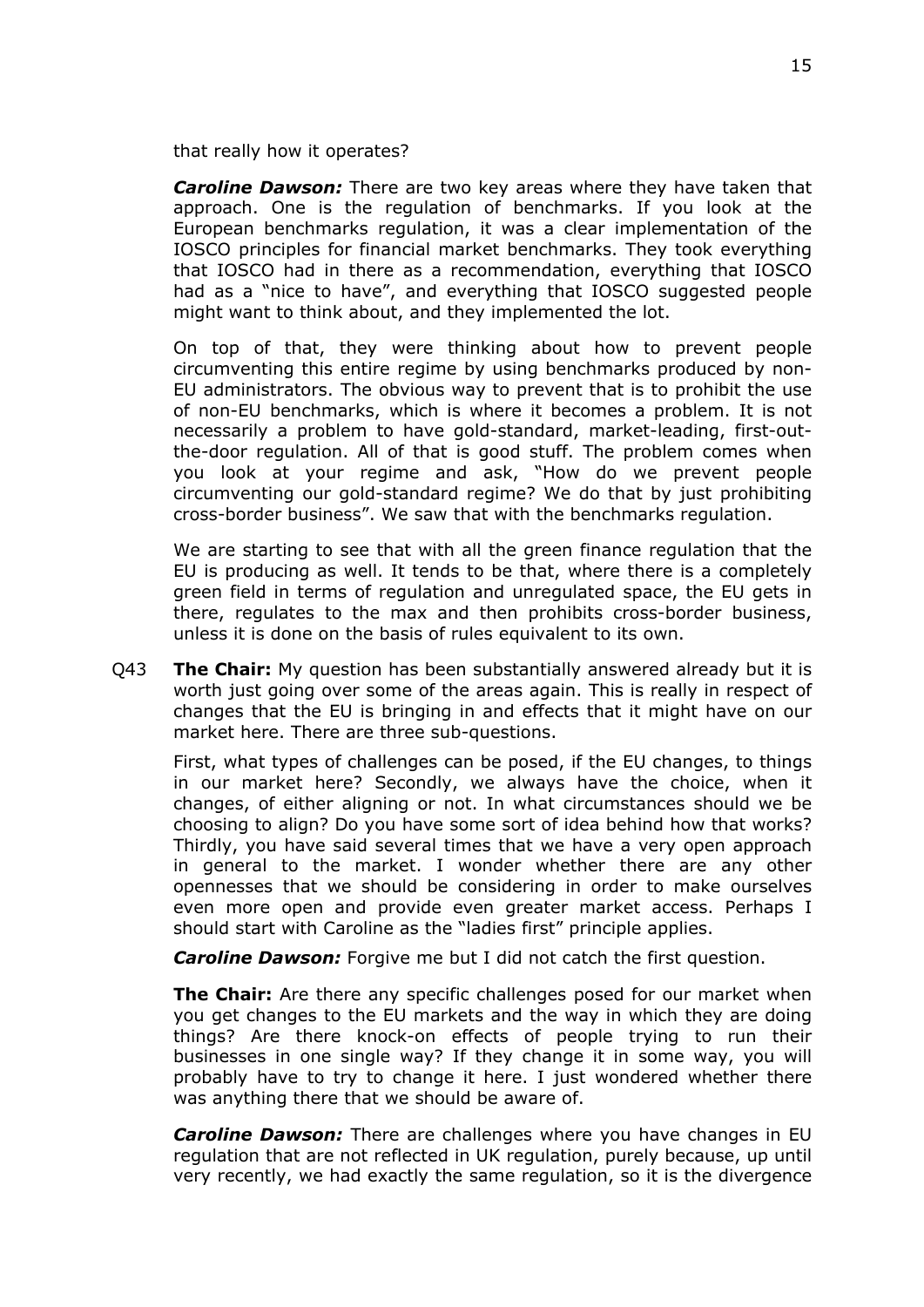that really how it operates?

***Caroline Dawson:*** There are two key areas where they have taken that approach. One is the regulation of benchmarks. If you look at the European benchmarks regulation, it was a clear implementation of the IOSCO principles for financial market benchmarks. They took everything that IOSCO had in there as a recommendation, everything that IOSCO had as a "nice to have", and everything that IOSCO suggested people might want to think about, and they implemented the lot.

On top of that, they were thinking about how to prevent people circumventing this entire regime by using benchmarks produced by non-EU administrators. The obvious way to prevent that is to prohibit the use of non-EU benchmarks, which is where it becomes a problem. It is not necessarily a problem to have gold-standard, market-leading, first-out-the-door regulation. All of that is good stuff. The problem comes when you look at your regime and ask, "How do we prevent people circumventing our gold-standard regime? We do that by just prohibiting cross-border business". We saw that with the benchmarks regulation.

We are starting to see that with all the green finance regulation that the EU is producing as well. It tends to be that, where there is a completely green field in terms of regulation and unregulated space, the EU gets in there, regulates to the max and then prohibits cross-border business, unless it is done on the basis of rules equivalent to its own.

Q43 **The Chair:** My question has been substantially answered already but it is worth just going over some of the areas again. This is really in respect of changes that the EU is bringing in and effects that it might have on our market here. There are three sub-questions.

First, what types of challenges can be posed, if the EU changes, to things in our market here? Secondly, we always have the choice, when it changes, of either aligning or not. In what circumstances should we be choosing to align? Do you have some sort of idea behind how that works? Thirdly, you have said several times that we have a very open approach in general to the market. I wonder whether there are any other opennesses that we should be considering in order to make ourselves even more open and provide even greater market access. Perhaps I should start with Caroline as the "ladies first" principle applies.

***Caroline Dawson:*** Forgive me but I did not catch the first question.

**The Chair:** Are there any specific challenges posed for our market when you get changes to the EU markets and the way in which they are doing things? Are there knock-on effects of people trying to run their businesses in one single way? If they change it in some way, you will probably have to try to change it here. I just wondered whether there was anything there that we should be aware of.

***Caroline Dawson:*** There are challenges where you have changes in EU regulation that are not reflected in UK regulation, purely because, up until very recently, we had exactly the same regulation, so it is the divergence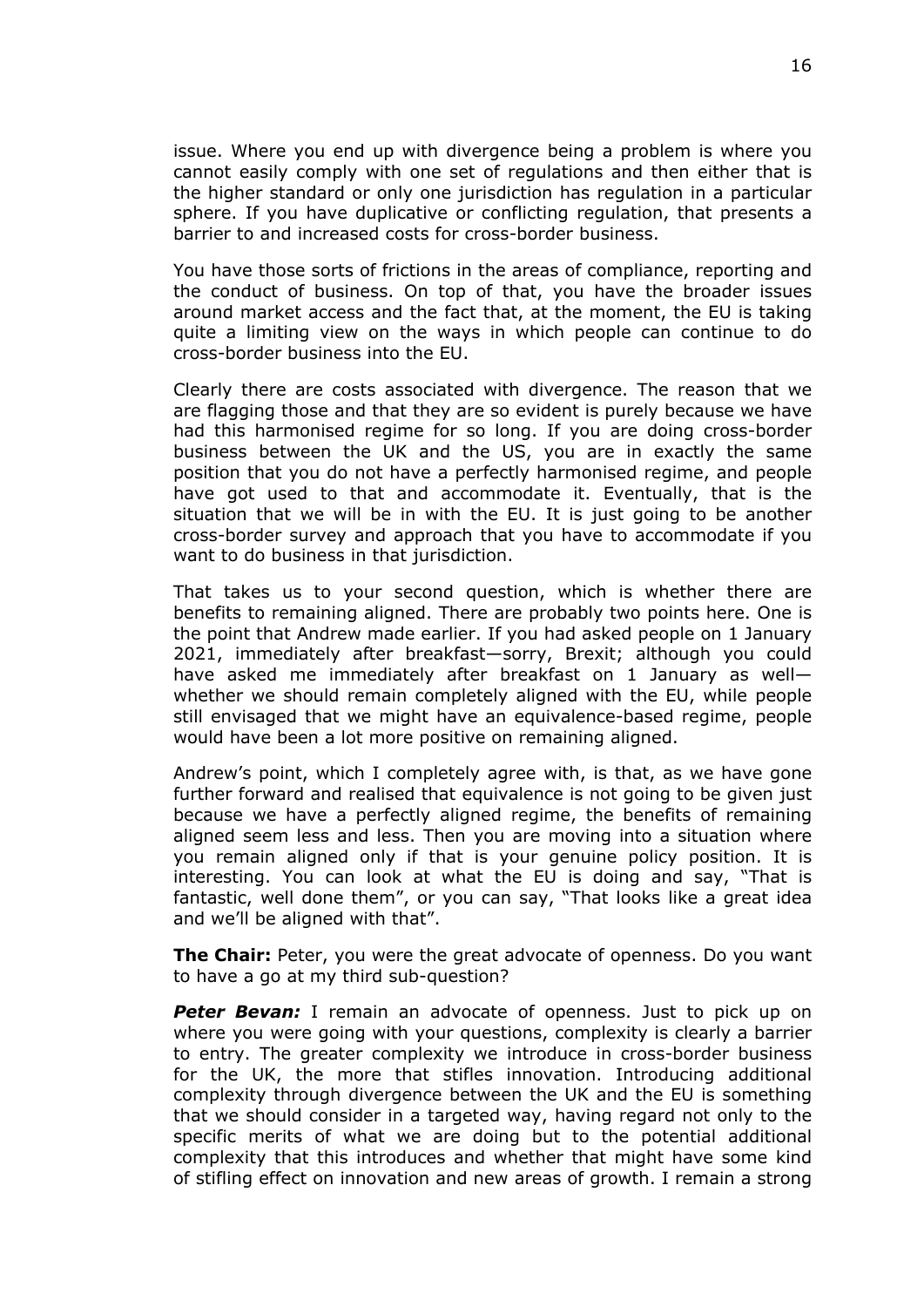issue. Where you end up with divergence being a problem is where you cannot easily comply with one set of regulations and then either that is the higher standard or only one jurisdiction has regulation in a particular sphere. If you have duplicative or conflicting regulation, that presents a barrier to and increased costs for cross-border business.

You have those sorts of frictions in the areas of compliance, reporting and the conduct of business. On top of that, you have the broader issues around market access and the fact that, at the moment, the EU is taking quite a limiting view on the ways in which people can continue to do cross-border business into the EU.

Clearly there are costs associated with divergence. The reason that we are flagging those and that they are so evident is purely because we have had this harmonised regime for so long. If you are doing cross-border business between the UK and the US, you are in exactly the same position that you do not have a perfectly harmonised regime, and people have got used to that and accommodate it. Eventually, that is the situation that we will be in with the EU. It is just going to be another cross-border survey and approach that you have to accommodate if you want to do business in that jurisdiction.

That takes us to your second question, which is whether there are benefits to remaining aligned. There are probably two points here. One is the point that Andrew made earlier. If you had asked people on 1 January 2021, immediately after breakfast—sorry, Brexit; although you could have asked me immediately after breakfast on 1 January as well—whether we should remain completely aligned with the EU, while people still envisaged that we might have an equivalence-based regime, people would have been a lot more positive on remaining aligned.

Andrew's point, which I completely agree with, is that, as we have gone further forward and realised that equivalence is not going to be given just because we have a perfectly aligned regime, the benefits of remaining aligned seem less and less. Then you are moving into a situation where you remain aligned only if that is your genuine policy position. It is interesting. You can look at what the EU is doing and say, "That is fantastic, well done them", or you can say, "That looks like a great idea and we'll be aligned with that".

**The Chair:** Peter, you were the great advocate of openness. Do you want to have a go at my third sub-question?

***Peter Bevan:*** I remain an advocate of openness. Just to pick up on where you were going with your questions, complexity is clearly a barrier to entry. The greater complexity we introduce in cross-border business for the UK, the more that stifles innovation. Introducing additional complexity through divergence between the UK and the EU is something that we should consider in a targeted way, having regard not only to the specific merits of what we are doing but to the potential additional complexity that this introduces and whether that might have some kind of stifling effect on innovation and new areas of growth. I remain a strong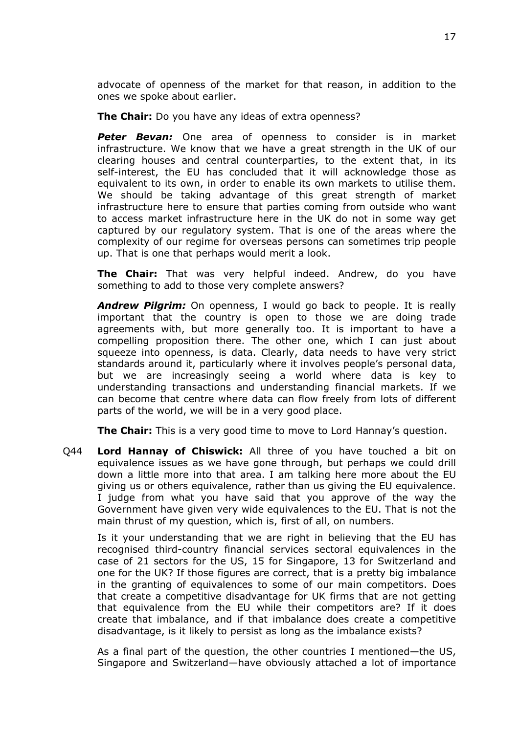advocate of openness of the market for that reason, in addition to the ones we spoke about earlier.

**The Chair:** Do you have any ideas of extra openness?

***Peter Bevan:*** One area of openness to consider is in market infrastructure. We know that we have a great strength in the UK of our clearing houses and central counterparties, to the extent that, in its self-interest, the EU has concluded that it will acknowledge those as equivalent to its own, in order to enable its own markets to utilise them. We should be taking advantage of this great strength of market infrastructure here to ensure that parties coming from outside who want to access market infrastructure here in the UK do not in some way get captured by our regulatory system. That is one of the areas where the complexity of our regime for overseas persons can sometimes trip people up. That is one that perhaps would merit a look.

**The Chair:** That was very helpful indeed. Andrew, do you have something to add to those very complete answers?

***Andrew Pilgrim:*** On openness, I would go back to people. It is really important that the country is open to those we are doing trade agreements with, but more generally too. It is important to have a compelling proposition there. The other one, which I can just about squeeze into openness, is data. Clearly, data needs to have very strict standards around it, particularly where it involves people's personal data, but we are increasingly seeing a world where data is key to understanding transactions and understanding financial markets. If we can become that centre where data can flow freely from lots of different parts of the world, we will be in a very good place.

**The Chair:** This is a very good time to move to Lord Hannay's question.

Q44 **Lord Hannay of Chiswick:** All three of you have touched a bit on equivalence issues as we have gone through, but perhaps we could drill down a little more into that area. I am talking here more about the EU giving us or others equivalence, rather than us giving the EU equivalence. I judge from what you have said that you approve of the way the Government have given very wide equivalences to the EU. That is not the main thrust of my question, which is, first of all, on numbers.

Is it your understanding that we are right in believing that the EU has recognised third-country financial services sectoral equivalences in the case of 21 sectors for the US, 15 for Singapore, 13 for Switzerland and one for the UK? If those figures are correct, that is a pretty big imbalance in the granting of equivalences to some of our main competitors. Does that create a competitive disadvantage for UK firms that are not getting that equivalence from the EU while their competitors are? If it does create that imbalance, and if that imbalance does create a competitive disadvantage, is it likely to persist as long as the imbalance exists?

As a final part of the question, the other countries I mentioned—the US, Singapore and Switzerland—have obviously attached a lot of importance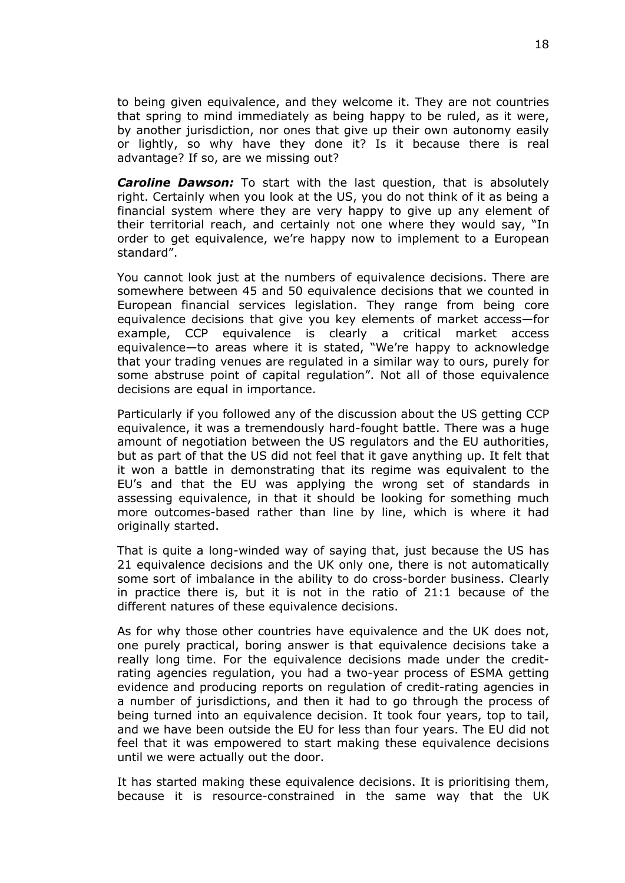to being given equivalence, and they welcome it. They are not countries that spring to mind immediately as being happy to be ruled, as it were, by another jurisdiction, nor ones that give up their own autonomy easily or lightly, so why have they done it? Is it because there is real advantage? If so, are we missing out?

***Caroline Dawson:*** To start with the last question, that is absolutely right. Certainly when you look at the US, you do not think of it as being a financial system where they are very happy to give up any element of their territorial reach, and certainly not one where they would say, "In order to get equivalence, we're happy now to implement to a European standard".

You cannot look just at the numbers of equivalence decisions. There are somewhere between 45 and 50 equivalence decisions that we counted in European financial services legislation. They range from being core equivalence decisions that give you key elements of market access—for example, CCP equivalence is clearly a critical market access equivalence—to areas where it is stated, "We're happy to acknowledge that your trading venues are regulated in a similar way to ours, purely for some abstruse point of capital regulation". Not all of those equivalence decisions are equal in importance.

Particularly if you followed any of the discussion about the US getting CCP equivalence, it was a tremendously hard-fought battle. There was a huge amount of negotiation between the US regulators and the EU authorities, but as part of that the US did not feel that it gave anything up. It felt that it won a battle in demonstrating that its regime was equivalent to the EU's and that the EU was applying the wrong set of standards in assessing equivalence, in that it should be looking for something much more outcomes-based rather than line by line, which is where it had originally started.

That is quite a long-winded way of saying that, just because the US has 21 equivalence decisions and the UK only one, there is not automatically some sort of imbalance in the ability to do cross-border business. Clearly in practice there is, but it is not in the ratio of 21:1 because of the different natures of these equivalence decisions.

As for why those other countries have equivalence and the UK does not, one purely practical, boring answer is that equivalence decisions take a really long time. For the equivalence decisions made under the credit-rating agencies regulation, you had a two-year process of ESMA getting evidence and producing reports on regulation of credit-rating agencies in a number of jurisdictions, and then it had to go through the process of being turned into an equivalence decision. It took four years, top to tail, and we have been outside the EU for less than four years. The EU did not feel that it was empowered to start making these equivalence decisions until we were actually out the door.

It has started making these equivalence decisions. It is prioritising them, because it is resource-constrained in the same way that the UK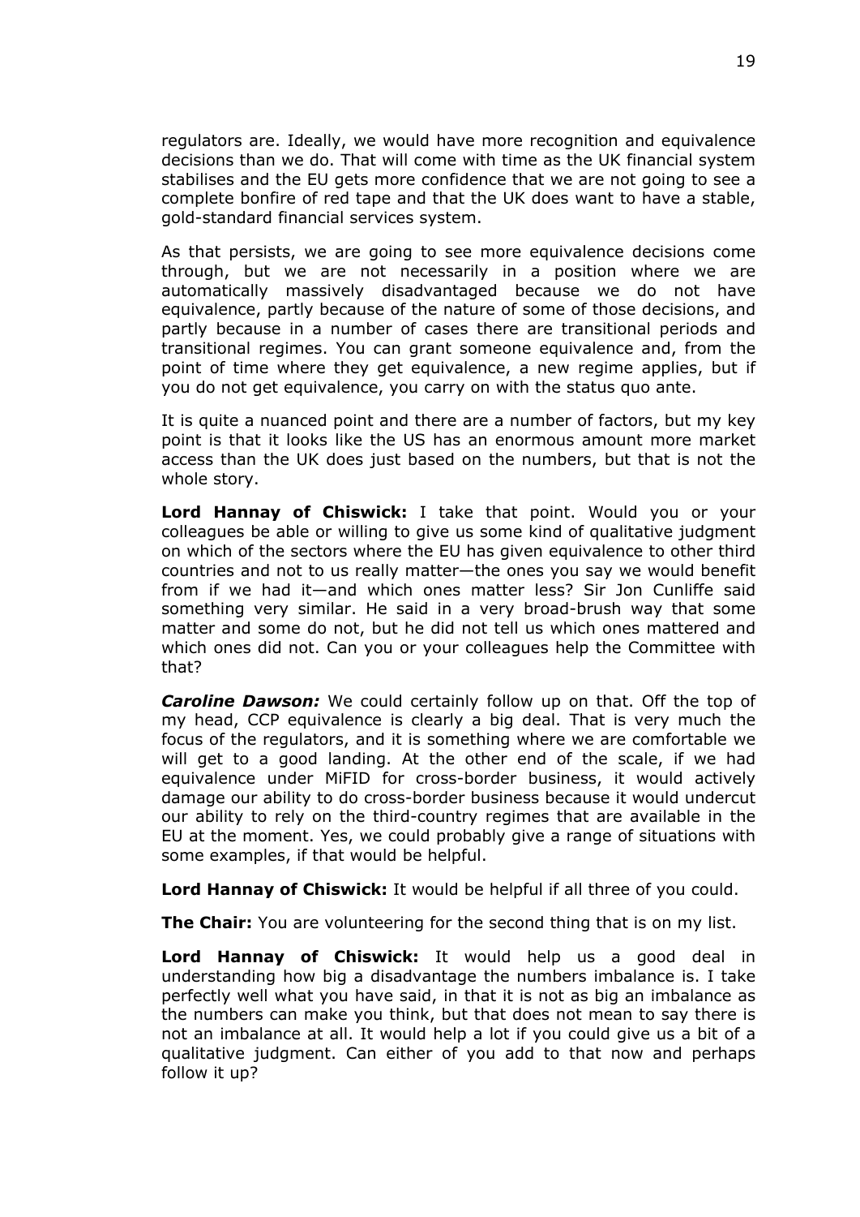regulators are. Ideally, we would have more recognition and equivalence decisions than we do. That will come with time as the UK financial system stabilises and the EU gets more confidence that we are not going to see a complete bonfire of red tape and that the UK does want to have a stable, gold-standard financial services system.

As that persists, we are going to see more equivalence decisions come through, but we are not necessarily in a position where we are automatically massively disadvantaged because we do not have equivalence, partly because of the nature of some of those decisions, and partly because in a number of cases there are transitional periods and transitional regimes. You can grant someone equivalence and, from the point of time where they get equivalence, a new regime applies, but if you do not get equivalence, you carry on with the status quo ante.

It is quite a nuanced point and there are a number of factors, but my key point is that it looks like the US has an enormous amount more market access than the UK does just based on the numbers, but that is not the whole story.

**Lord Hannay of Chiswick:** I take that point. Would you or your colleagues be able or willing to give us some kind of qualitative judgment on which of the sectors where the EU has given equivalence to other third countries and not to us really matter—the ones you say we would benefit from if we had it—and which ones matter less? Sir Jon Cunliffe said something very similar. He said in a very broad-brush way that some matter and some do not, but he did not tell us which ones mattered and which ones did not. Can you or your colleagues help the Committee with that?

***Caroline Dawson:*** We could certainly follow up on that. Off the top of my head, CCP equivalence is clearly a big deal. That is very much the focus of the regulators, and it is something where we are comfortable we will get to a good landing. At the other end of the scale, if we had equivalence under MiFID for cross-border business, it would actively damage our ability to do cross-border business because it would undercut our ability to rely on the third-country regimes that are available in the EU at the moment. Yes, we could probably give a range of situations with some examples, if that would be helpful.

**Lord Hannay of Chiswick:** It would be helpful if all three of you could.

**The Chair:** You are volunteering for the second thing that is on my list.

**Lord Hannay of Chiswick:** It would help us a good deal in understanding how big a disadvantage the numbers imbalance is. I take perfectly well what you have said, in that it is not as big an imbalance as the numbers can make you think, but that does not mean to say there is not an imbalance at all. It would help a lot if you could give us a bit of a qualitative judgment. Can either of you add to that now and perhaps follow it up?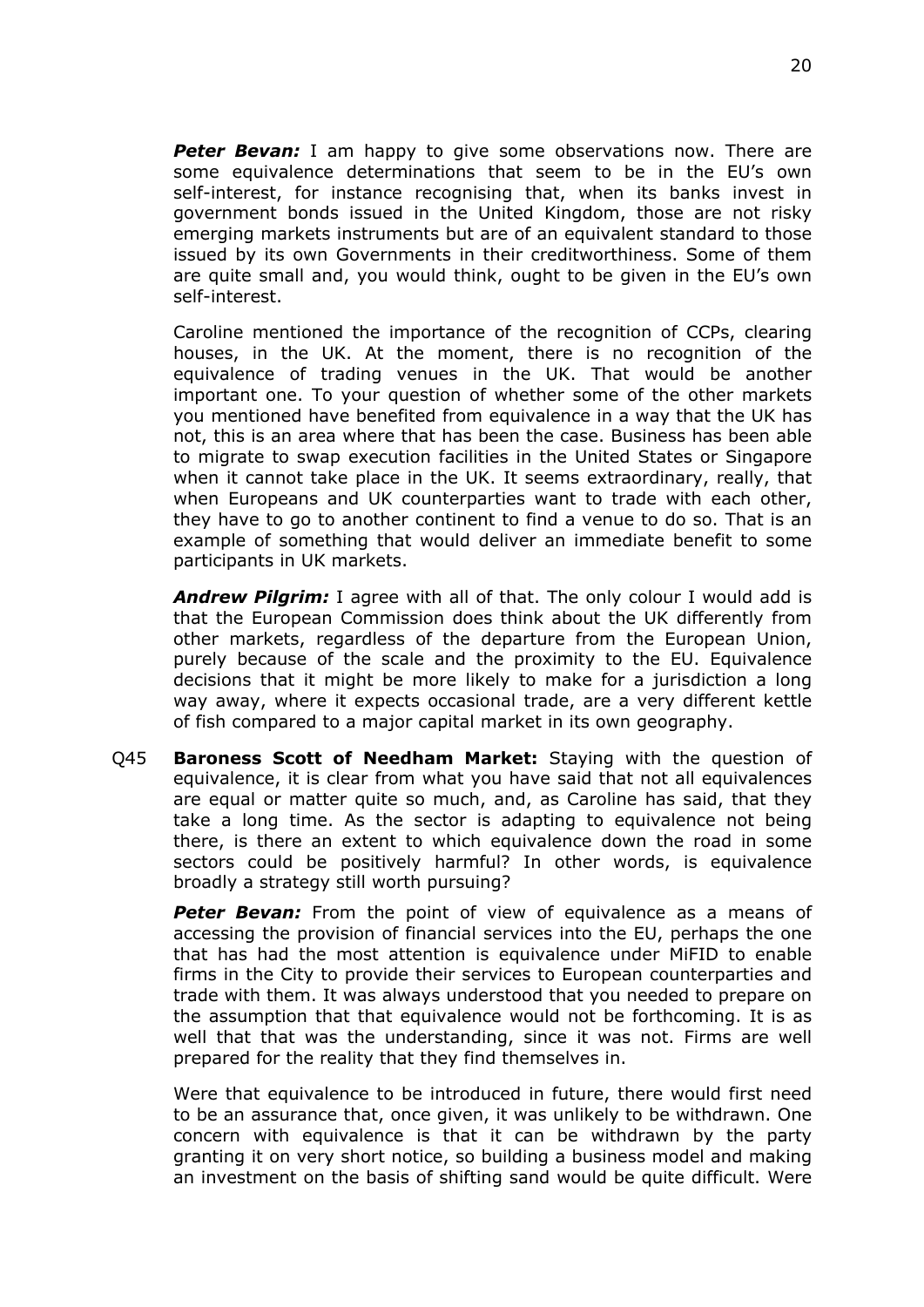***Peter Bevan:*** I am happy to give some observations now. There are some equivalence determinations that seem to be in the EU's own self-interest, for instance recognising that, when its banks invest in government bonds issued in the United Kingdom, those are not risky emerging markets instruments but are of an equivalent standard to those issued by its own Governments in their creditworthiness. Some of them are quite small and, you would think, ought to be given in the EU's own self-interest.

Caroline mentioned the importance of the recognition of CCPs, clearing houses, in the UK. At the moment, there is no recognition of the equivalence of trading venues in the UK. That would be another important one. To your question of whether some of the other markets you mentioned have benefited from equivalence in a way that the UK has not, this is an area where that has been the case. Business has been able to migrate to swap execution facilities in the United States or Singapore when it cannot take place in the UK. It seems extraordinary, really, that when Europeans and UK counterparties want to trade with each other, they have to go to another continent to find a venue to do so. That is an example of something that would deliver an immediate benefit to some participants in UK markets.

***Andrew Pilgrim:*** I agree with all of that. The only colour I would add is that the European Commission does think about the UK differently from other markets, regardless of the departure from the European Union, purely because of the scale and the proximity to the EU. Equivalence decisions that it might be more likely to make for a jurisdiction a long way away, where it expects occasional trade, are a very different kettle of fish compared to a major capital market in its own geography.

Q45 **Baroness Scott of Needham Market:** Staying with the question of equivalence, it is clear from what you have said that not all equivalences are equal or matter quite so much, and, as Caroline has said, that they take a long time. As the sector is adapting to equivalence not being there, is there an extent to which equivalence down the road in some sectors could be positively harmful? In other words, is equivalence broadly a strategy still worth pursuing?

***Peter Bevan:*** From the point of view of equivalence as a means of accessing the provision of financial services into the EU, perhaps the one that has had the most attention is equivalence under MiFID to enable firms in the City to provide their services to European counterparties and trade with them. It was always understood that you needed to prepare on the assumption that that equivalence would not be forthcoming. It is as well that that was the understanding, since it was not. Firms are well prepared for the reality that they find themselves in.

Were that equivalence to be introduced in future, there would first need to be an assurance that, once given, it was unlikely to be withdrawn. One concern with equivalence is that it can be withdrawn by the party granting it on very short notice, so building a business model and making an investment on the basis of shifting sand would be quite difficult. Were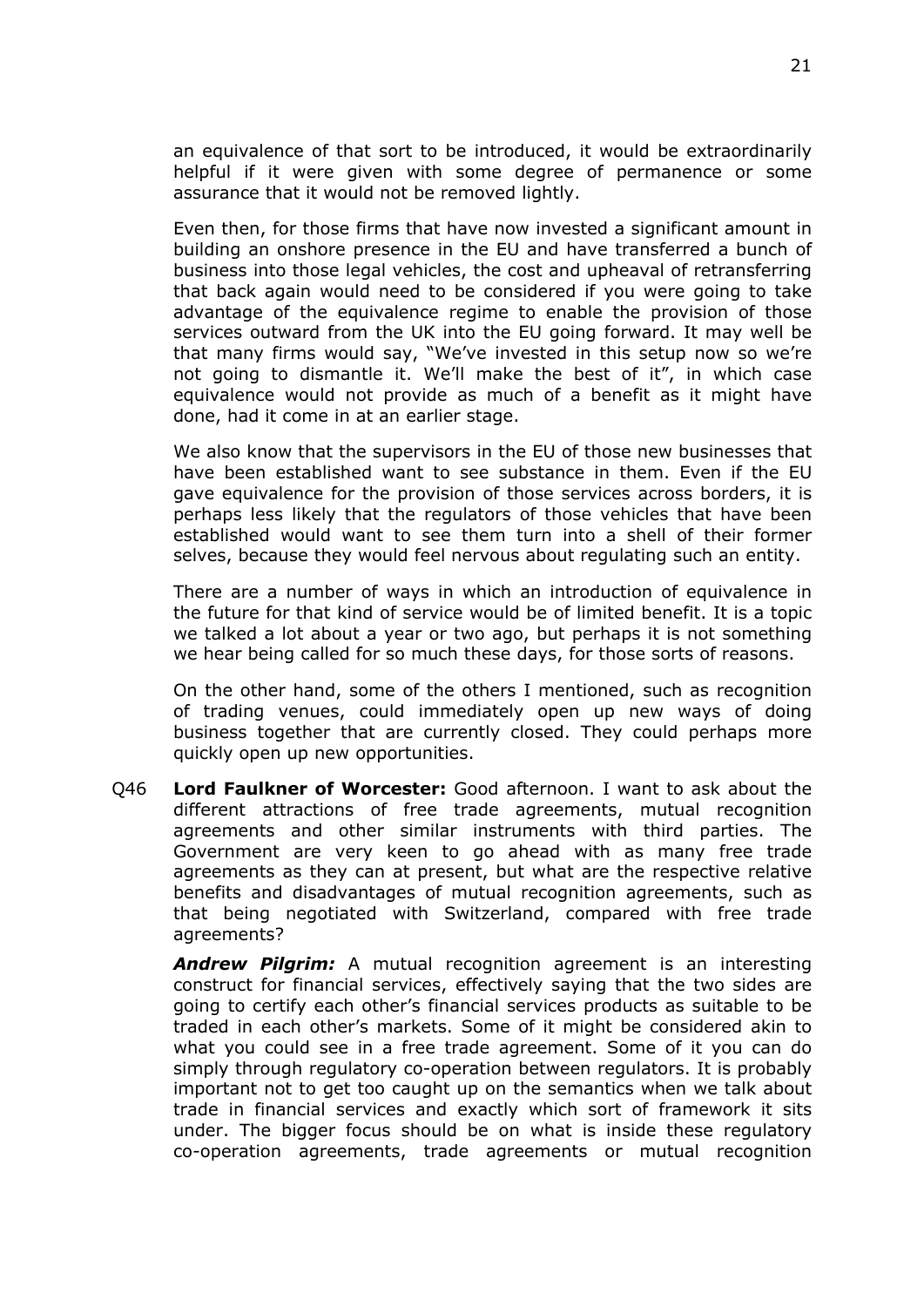an equivalence of that sort to be introduced, it would be extraordinarily helpful if it were given with some degree of permanence or some assurance that it would not be removed lightly.

Even then, for those firms that have now invested a significant amount in building an onshore presence in the EU and have transferred a bunch of business into those legal vehicles, the cost and upheaval of retransferring that back again would need to be considered if you were going to take advantage of the equivalence regime to enable the provision of those services outward from the UK into the EU going forward. It may well be that many firms would say, "We've invested in this setup now so we're not going to dismantle it. We'll make the best of it", in which case equivalence would not provide as much of a benefit as it might have done, had it come in at an earlier stage.

We also know that the supervisors in the EU of those new businesses that have been established want to see substance in them. Even if the EU gave equivalence for the provision of those services across borders, it is perhaps less likely that the regulators of those vehicles that have been established would want to see them turn into a shell of their former selves, because they would feel nervous about regulating such an entity.

There are a number of ways in which an introduction of equivalence in the future for that kind of service would be of limited benefit. It is a topic we talked a lot about a year or two ago, but perhaps it is not something we hear being called for so much these days, for those sorts of reasons.

On the other hand, some of the others I mentioned, such as recognition of trading venues, could immediately open up new ways of doing business together that are currently closed. They could perhaps more quickly open up new opportunities.

Q46 **Lord Faulkner of Worcester:** Good afternoon. I want to ask about the different attractions of free trade agreements, mutual recognition agreements and other similar instruments with third parties. The Government are very keen to go ahead with as many free trade agreements as they can at present, but what are the respective relative benefits and disadvantages of mutual recognition agreements, such as that being negotiated with Switzerland, compared with free trade agreements?

***Andrew Pilgrim:*** A mutual recognition agreement is an interesting construct for financial services, effectively saying that the two sides are going to certify each other's financial services products as suitable to be traded in each other's markets. Some of it might be considered akin to what you could see in a free trade agreement. Some of it you can do simply through regulatory co-operation between regulators. It is probably important not to get too caught up on the semantics when we talk about trade in financial services and exactly which sort of framework it sits under. The bigger focus should be on what is inside these regulatory co-operation agreements, trade agreements or mutual recognition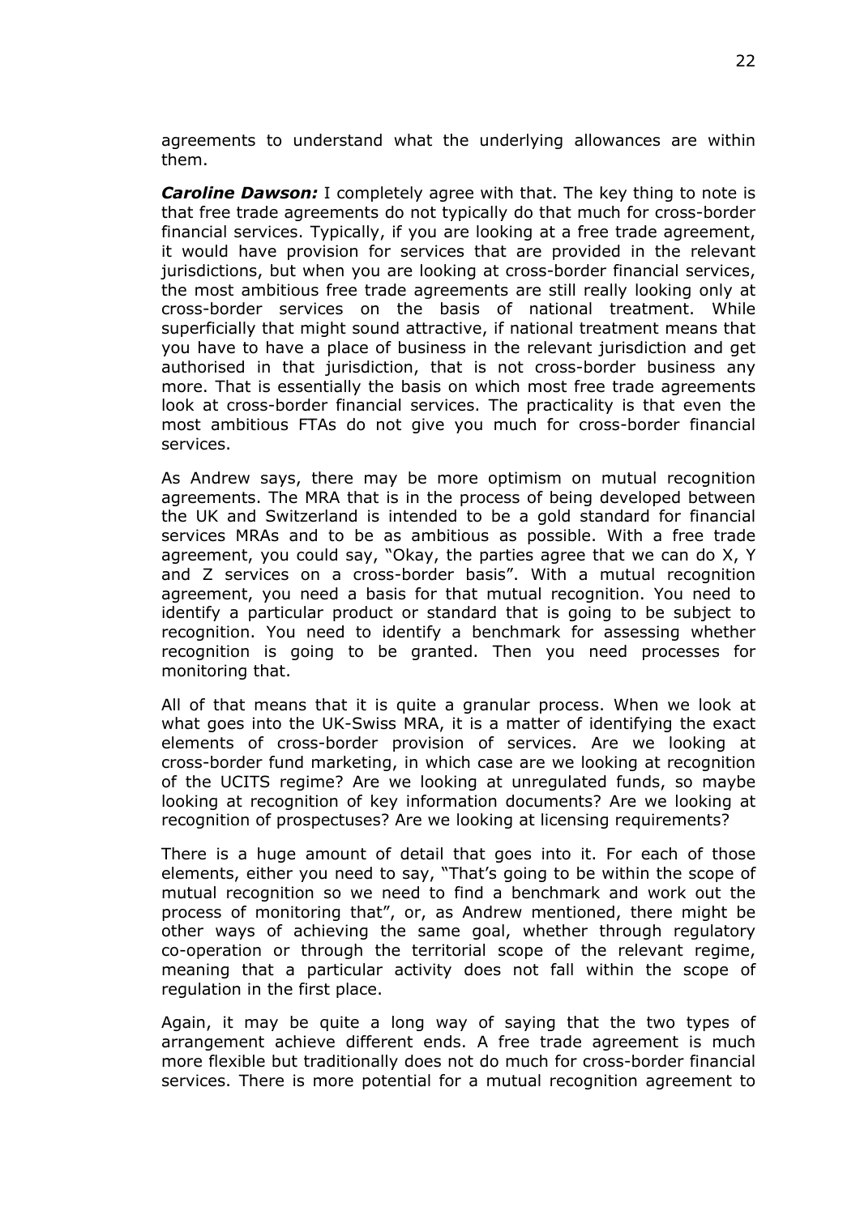agreements to understand what the underlying allowances are within them.

***Caroline Dawson:*** I completely agree with that. The key thing to note is that free trade agreements do not typically do that much for cross-border financial services. Typically, if you are looking at a free trade agreement, it would have provision for services that are provided in the relevant jurisdictions, but when you are looking at cross-border financial services, the most ambitious free trade agreements are still really looking only at cross-border services on the basis of national treatment. While superficially that might sound attractive, if national treatment means that you have to have a place of business in the relevant jurisdiction and get authorised in that jurisdiction, that is not cross-border business any more. That is essentially the basis on which most free trade agreements look at cross-border financial services. The practicality is that even the most ambitious FTAs do not give you much for cross-border financial services.

As Andrew says, there may be more optimism on mutual recognition agreements. The MRA that is in the process of being developed between the UK and Switzerland is intended to be a gold standard for financial services MRAs and to be as ambitious as possible. With a free trade agreement, you could say, "Okay, the parties agree that we can do X, Y and Z services on a cross-border basis". With a mutual recognition agreement, you need a basis for that mutual recognition. You need to identify a particular product or standard that is going to be subject to recognition. You need to identify a benchmark for assessing whether recognition is going to be granted. Then you need processes for monitoring that.

All of that means that it is quite a granular process. When we look at what goes into the UK-Swiss MRA, it is a matter of identifying the exact elements of cross-border provision of services. Are we looking at cross-border fund marketing, in which case are we looking at recognition of the UCITS regime? Are we looking at unregulated funds, so maybe looking at recognition of key information documents? Are we looking at recognition of prospectuses? Are we looking at licensing requirements?

There is a huge amount of detail that goes into it. For each of those elements, either you need to say, "That's going to be within the scope of mutual recognition so we need to find a benchmark and work out the process of monitoring that", or, as Andrew mentioned, there might be other ways of achieving the same goal, whether through regulatory co-operation or through the territorial scope of the relevant regime, meaning that a particular activity does not fall within the scope of regulation in the first place.

Again, it may be quite a long way of saying that the two types of arrangement achieve different ends. A free trade agreement is much more flexible but traditionally does not do much for cross-border financial services. There is more potential for a mutual recognition agreement to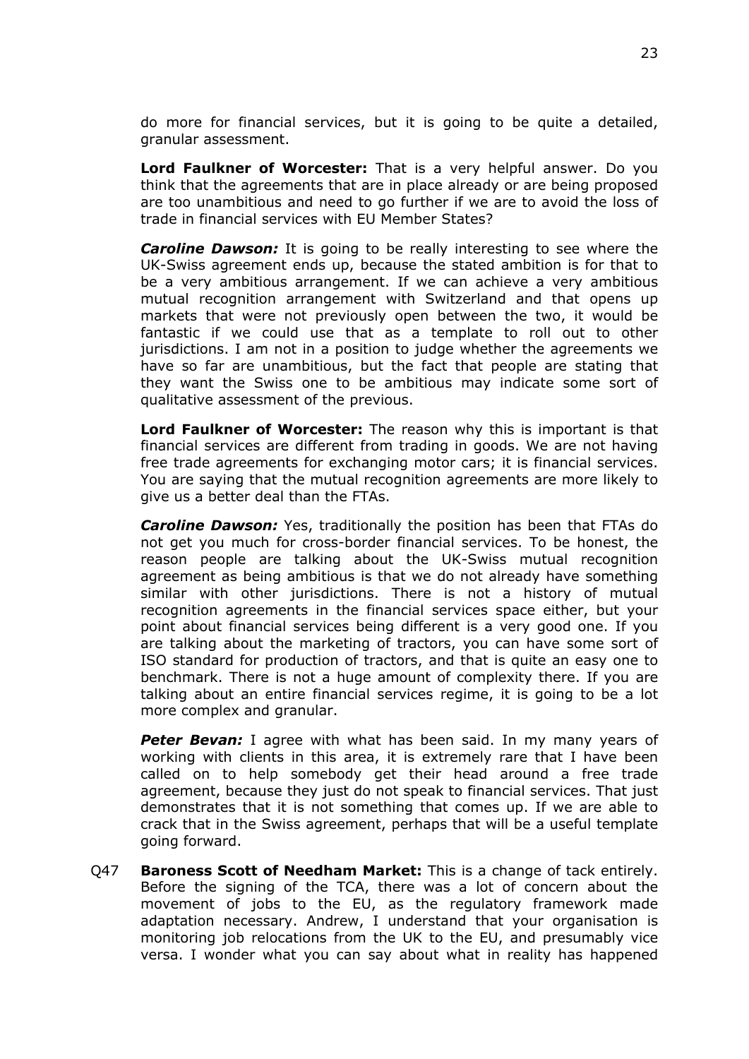do more for financial services, but it is going to be quite a detailed, granular assessment.

**Lord Faulkner of Worcester:** That is a very helpful answer. Do you think that the agreements that are in place already or are being proposed are too unambitious and need to go further if we are to avoid the loss of trade in financial services with EU Member States?

***Caroline Dawson:*** It is going to be really interesting to see where the UK-Swiss agreement ends up, because the stated ambition is for that to be a very ambitious arrangement. If we can achieve a very ambitious mutual recognition arrangement with Switzerland and that opens up markets that were not previously open between the two, it would be fantastic if we could use that as a template to roll out to other jurisdictions. I am not in a position to judge whether the agreements we have so far are unambitious, but the fact that people are stating that they want the Swiss one to be ambitious may indicate some sort of qualitative assessment of the previous.

**Lord Faulkner of Worcester:** The reason why this is important is that financial services are different from trading in goods. We are not having free trade agreements for exchanging motor cars; it is financial services. You are saying that the mutual recognition agreements are more likely to give us a better deal than the FTAs.

***Caroline Dawson:*** Yes, traditionally the position has been that FTAs do not get you much for cross-border financial services. To be honest, the reason people are talking about the UK-Swiss mutual recognition agreement as being ambitious is that we do not already have something similar with other jurisdictions. There is not a history of mutual recognition agreements in the financial services space either, but your point about financial services being different is a very good one. If you are talking about the marketing of tractors, you can have some sort of ISO standard for production of tractors, and that is quite an easy one to benchmark. There is not a huge amount of complexity there. If you are talking about an entire financial services regime, it is going to be a lot more complex and granular.

***Peter Bevan:*** I agree with what has been said. In my many years of working with clients in this area, it is extremely rare that I have been called on to help somebody get their head around a free trade agreement, because they just do not speak to financial services. That just demonstrates that it is not something that comes up. If we are able to crack that in the Swiss agreement, perhaps that will be a useful template going forward.

Q47 **Baroness Scott of Needham Market:** This is a change of tack entirely. Before the signing of the TCA, there was a lot of concern about the movement of jobs to the EU, as the regulatory framework made adaptation necessary. Andrew, I understand that your organisation is monitoring job relocations from the UK to the EU, and presumably vice versa. I wonder what you can say about what in reality has happened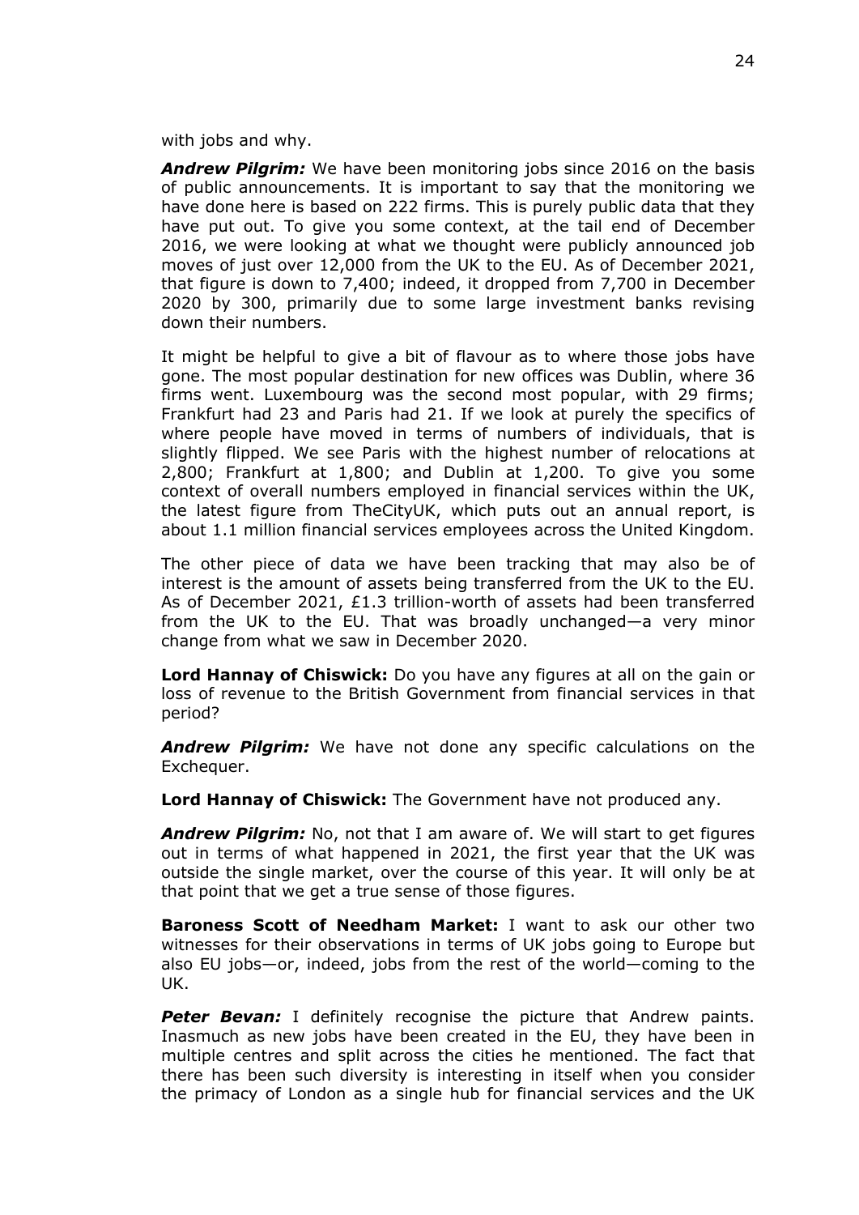with jobs and why.

***Andrew Pilgrim:*** We have been monitoring jobs since 2016 on the basis of public announcements. It is important to say that the monitoring we have done here is based on 222 firms. This is purely public data that they have put out. To give you some context, at the tail end of December 2016, we were looking at what we thought were publicly announced job moves of just over 12,000 from the UK to the EU. As of December 2021, that figure is down to 7,400; indeed, it dropped from 7,700 in December 2020 by 300, primarily due to some large investment banks revising down their numbers.

It might be helpful to give a bit of flavour as to where those jobs have gone. The most popular destination for new offices was Dublin, where 36 firms went. Luxembourg was the second most popular, with 29 firms; Frankfurt had 23 and Paris had 21. If we look at purely the specifics of where people have moved in terms of numbers of individuals, that is slightly flipped. We see Paris with the highest number of relocations at 2,800; Frankfurt at 1,800; and Dublin at 1,200. To give you some context of overall numbers employed in financial services within the UK, the latest figure from TheCityUK, which puts out an annual report, is about 1.1 million financial services employees across the United Kingdom.

The other piece of data we have been tracking that may also be of interest is the amount of assets being transferred from the UK to the EU. As of December 2021, £1.3 trillion-worth of assets had been transferred from the UK to the EU. That was broadly unchanged—a very minor change from what we saw in December 2020.

**Lord Hannay of Chiswick:** Do you have any figures at all on the gain or loss of revenue to the British Government from financial services in that period?

***Andrew Pilgrim:*** We have not done any specific calculations on the Exchequer.

**Lord Hannay of Chiswick:** The Government have not produced any.

***Andrew Pilgrim:*** No, not that I am aware of. We will start to get figures out in terms of what happened in 2021, the first year that the UK was outside the single market, over the course of this year. It will only be at that point that we get a true sense of those figures.

**Baroness Scott of Needham Market:** I want to ask our other two witnesses for their observations in terms of UK jobs going to Europe but also EU jobs—or, indeed, jobs from the rest of the world—coming to the UK.

***Peter Bevan:*** I definitely recognise the picture that Andrew paints. Inasmuch as new jobs have been created in the EU, they have been in multiple centres and split across the cities he mentioned. The fact that there has been such diversity is interesting in itself when you consider the primacy of London as a single hub for financial services and the UK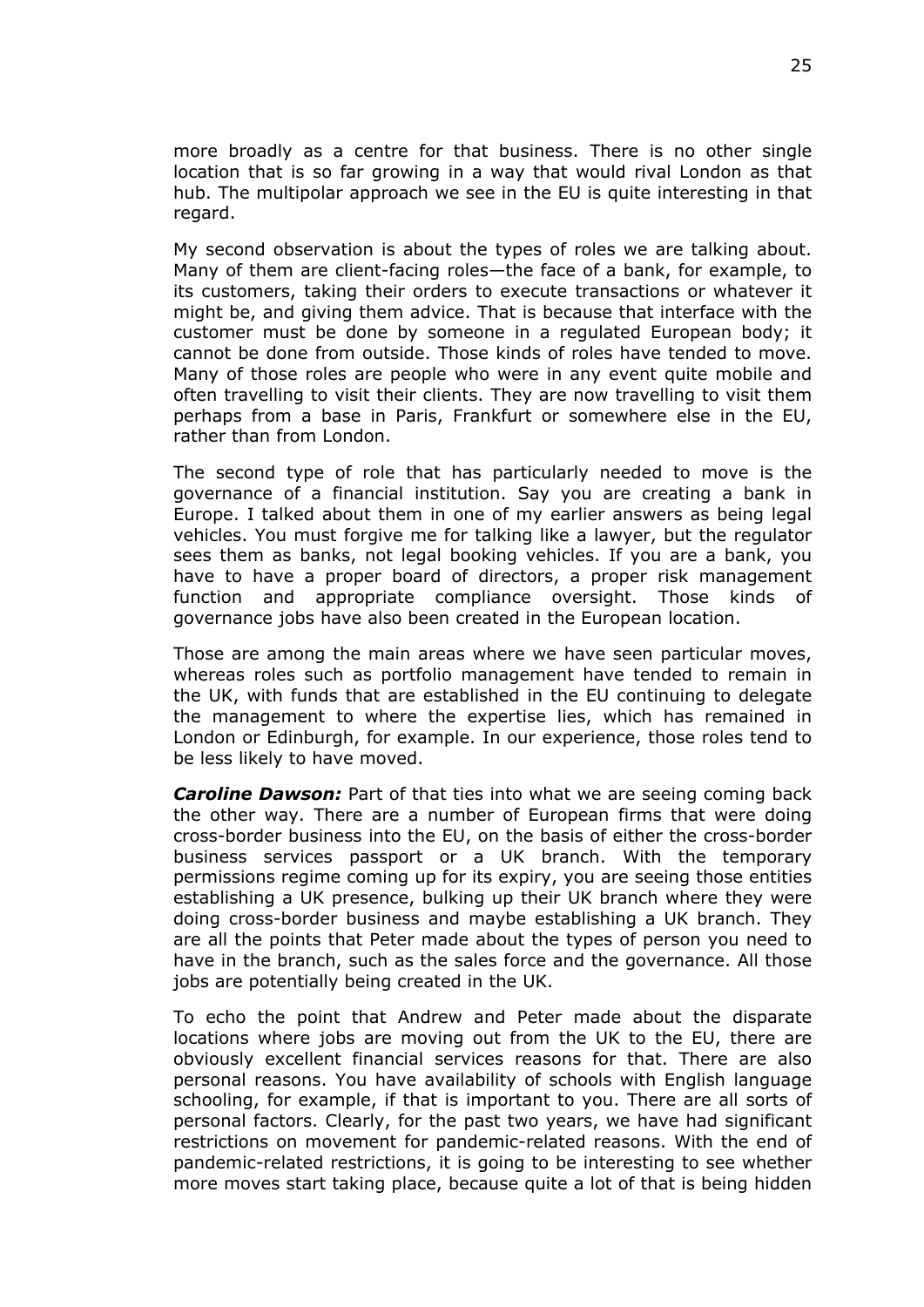more broadly as a centre for that business. There is no other single location that is so far growing in a way that would rival London as that hub. The multipolar approach we see in the EU is quite interesting in that regard.

My second observation is about the types of roles we are talking about. Many of them are client-facing roles—the face of a bank, for example, to its customers, taking their orders to execute transactions or whatever it might be, and giving them advice. That is because that interface with the customer must be done by someone in a regulated European body; it cannot be done from outside. Those kinds of roles have tended to move. Many of those roles are people who were in any event quite mobile and often travelling to visit their clients. They are now travelling to visit them perhaps from a base in Paris, Frankfurt or somewhere else in the EU, rather than from London.

The second type of role that has particularly needed to move is the governance of a financial institution. Say you are creating a bank in Europe. I talked about them in one of my earlier answers as being legal vehicles. You must forgive me for talking like a lawyer, but the regulator sees them as banks, not legal booking vehicles. If you are a bank, you have to have a proper board of directors, a proper risk management function and appropriate compliance oversight. Those kinds of governance jobs have also been created in the European location.

Those are among the main areas where we have seen particular moves, whereas roles such as portfolio management have tended to remain in the UK, with funds that are established in the EU continuing to delegate the management to where the expertise lies, which has remained in London or Edinburgh, for example. In our experience, those roles tend to be less likely to have moved.

***Caroline Dawson:*** Part of that ties into what we are seeing coming back the other way. There are a number of European firms that were doing cross-border business into the EU, on the basis of either the cross-border business services passport or a UK branch. With the temporary permissions regime coming up for its expiry, you are seeing those entities establishing a UK presence, bulking up their UK branch where they were doing cross-border business and maybe establishing a UK branch. They are all the points that Peter made about the types of person you need to have in the branch, such as the sales force and the governance. All those jobs are potentially being created in the UK.

To echo the point that Andrew and Peter made about the disparate locations where jobs are moving out from the UK to the EU, there are obviously excellent financial services reasons for that. There are also personal reasons. You have availability of schools with English language schooling, for example, if that is important to you. There are all sorts of personal factors. Clearly, for the past two years, we have had significant restrictions on movement for pandemic-related reasons. With the end of pandemic-related restrictions, it is going to be interesting to see whether more moves start taking place, because quite a lot of that is being hidden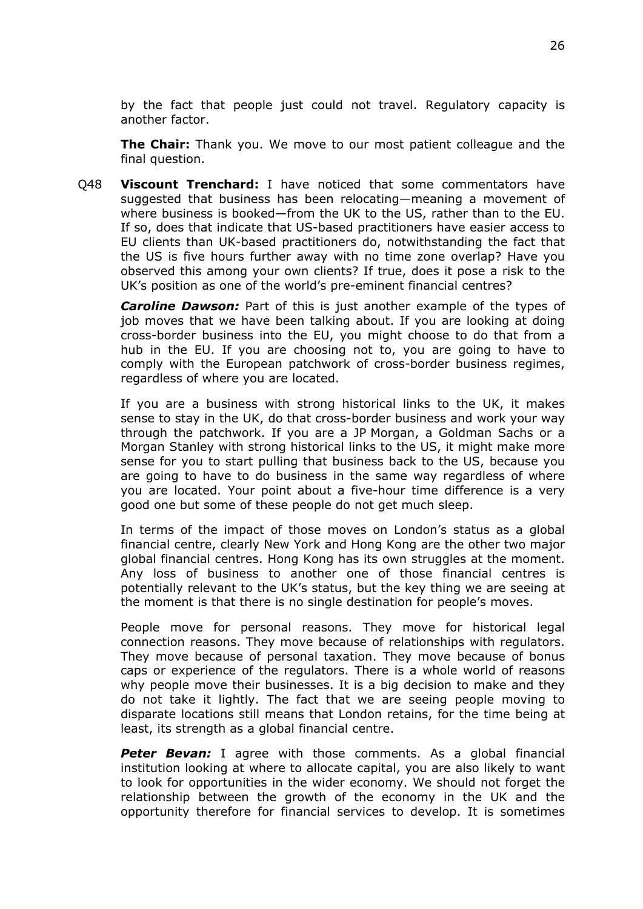by the fact that people just could not travel. Regulatory capacity is another factor.

**The Chair:** Thank you. We move to our most patient colleague and the final question.

Q48 **Viscount Trenchard:** I have noticed that some commentators have suggested that business has been relocating—meaning a movement of where business is booked—from the UK to the US, rather than to the EU. If so, does that indicate that US-based practitioners have easier access to EU clients than UK-based practitioners do, notwithstanding the fact that the US is five hours further away with no time zone overlap? Have you observed this among your own clients? If true, does it pose a risk to the UK's position as one of the world's pre-eminent financial centres?

***Caroline Dawson:*** Part of this is just another example of the types of job moves that we have been talking about. If you are looking at doing cross-border business into the EU, you might choose to do that from a hub in the EU. If you are choosing not to, you are going to have to comply with the European patchwork of cross-border business regimes, regardless of where you are located.

If you are a business with strong historical links to the UK, it makes sense to stay in the UK, do that cross-border business and work your way through the patchwork. If you are a JP Morgan, a Goldman Sachs or a Morgan Stanley with strong historical links to the US, it might make more sense for you to start pulling that business back to the US, because you are going to have to do business in the same way regardless of where you are located. Your point about a five-hour time difference is a very good one but some of these people do not get much sleep.

In terms of the impact of those moves on London's status as a global financial centre, clearly New York and Hong Kong are the other two major global financial centres. Hong Kong has its own struggles at the moment. Any loss of business to another one of those financial centres is potentially relevant to the UK's status, but the key thing we are seeing at the moment is that there is no single destination for people's moves.

People move for personal reasons. They move for historical legal connection reasons. They move because of relationships with regulators. They move because of personal taxation. They move because of bonus caps or experience of the regulators. There is a whole world of reasons why people move their businesses. It is a big decision to make and they do not take it lightly. The fact that we are seeing people moving to disparate locations still means that London retains, for the time being at least, its strength as a global financial centre.

***Peter Bevan:*** I agree with those comments. As a global financial institution looking at where to allocate capital, you are also likely to want to look for opportunities in the wider economy. We should not forget the relationship between the growth of the economy in the UK and the opportunity therefore for financial services to develop. It is sometimes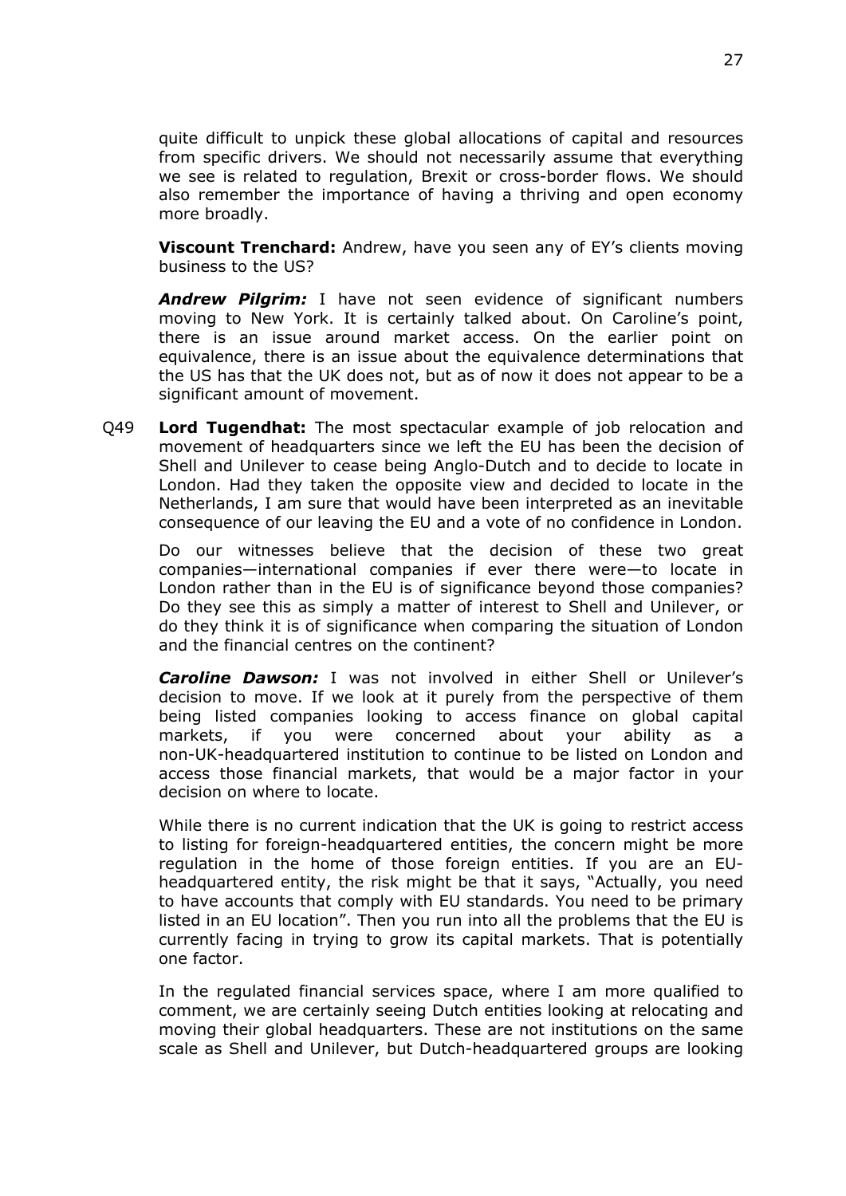quite difficult to unpick these global allocations of capital and resources from specific drivers. We should not necessarily assume that everything we see is related to regulation, Brexit or cross-border flows. We should also remember the importance of having a thriving and open economy more broadly.

**Viscount Trenchard:** Andrew, have you seen any of EY's clients moving business to the US?

***Andrew Pilgrim:*** I have not seen evidence of significant numbers moving to New York. It is certainly talked about. On Caroline's point, there is an issue around market access. On the earlier point on equivalence, there is an issue about the equivalence determinations that the US has that the UK does not, but as of now it does not appear to be a significant amount of movement.

Q49 **Lord Tugendhat:** The most spectacular example of job relocation and movement of headquarters since we left the EU has been the decision of Shell and Unilever to cease being Anglo-Dutch and to decide to locate in London. Had they taken the opposite view and decided to locate in the Netherlands, I am sure that would have been interpreted as an inevitable consequence of our leaving the EU and a vote of no confidence in London.

Do our witnesses believe that the decision of these two great companies—international companies if ever there were—to locate in London rather than in the EU is of significance beyond those companies? Do they see this as simply a matter of interest to Shell and Unilever, or do they think it is of significance when comparing the situation of London and the financial centres on the continent?

***Caroline Dawson:*** I was not involved in either Shell or Unilever's decision to move. If we look at it purely from the perspective of them being listed companies looking to access finance on global capital markets, if you were concerned about your ability as a non-UK-headquartered institution to continue to be listed on London and access those financial markets, that would be a major factor in your decision on where to locate.

While there is no current indication that the UK is going to restrict access to listing for foreign-headquartered entities, the concern might be more regulation in the home of those foreign entities. If you are an EU-headquartered entity, the risk might be that it says, "Actually, you need to have accounts that comply with EU standards. You need to be primary listed in an EU location". Then you run into all the problems that the EU is currently facing in trying to grow its capital markets. That is potentially one factor.

In the regulated financial services space, where I am more qualified to comment, we are certainly seeing Dutch entities looking at relocating and moving their global headquarters. These are not institutions on the same scale as Shell and Unilever, but Dutch-headquartered groups are looking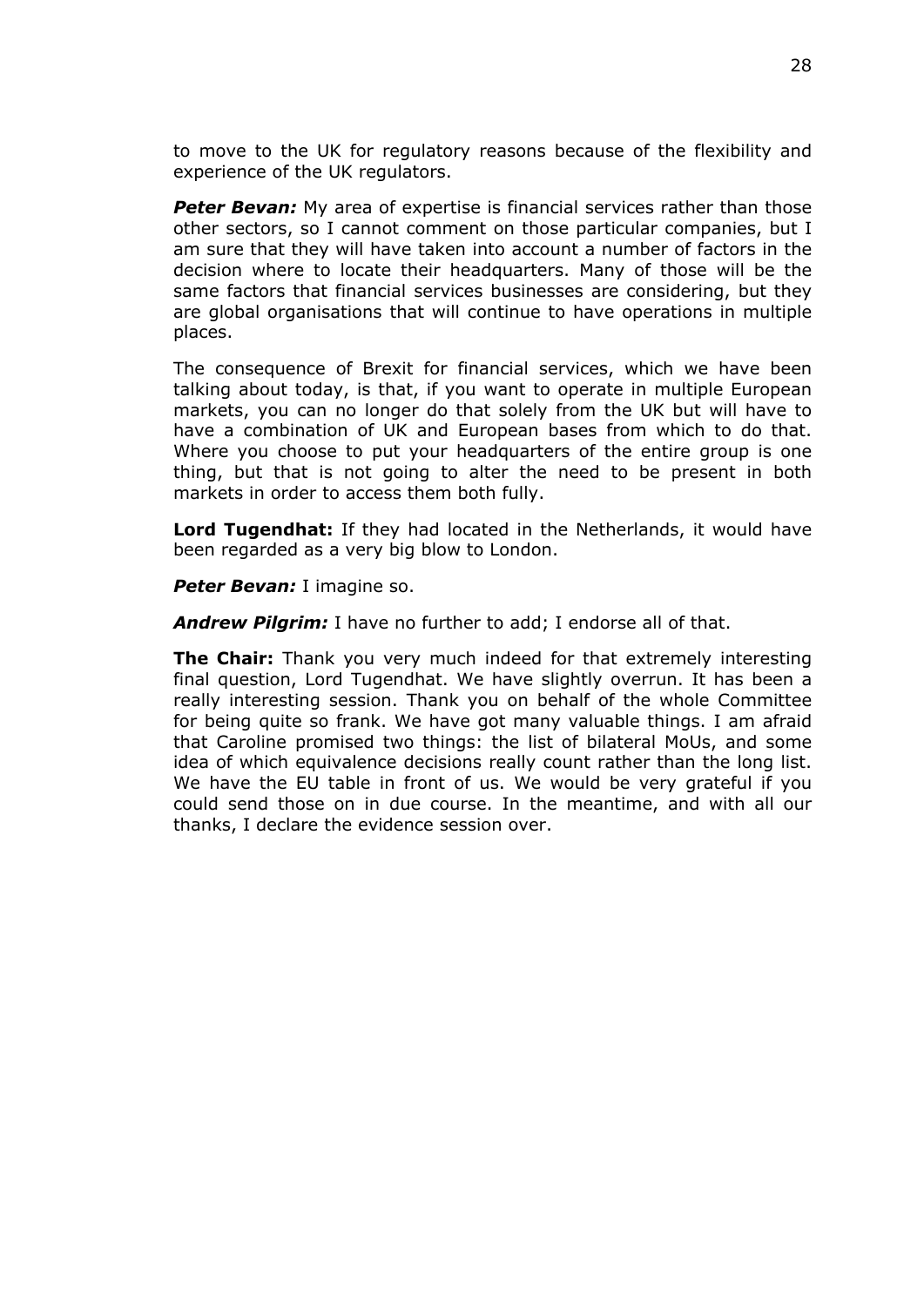to move to the UK for regulatory reasons because of the flexibility and experience of the UK regulators.

***Peter Bevan:*** My area of expertise is financial services rather than those other sectors, so I cannot comment on those particular companies, but I am sure that they will have taken into account a number of factors in the decision where to locate their headquarters. Many of those will be the same factors that financial services businesses are considering, but they are global organisations that will continue to have operations in multiple places.

The consequence of Brexit for financial services, which we have been talking about today, is that, if you want to operate in multiple European markets, you can no longer do that solely from the UK but will have to have a combination of UK and European bases from which to do that. Where you choose to put your headquarters of the entire group is one thing, but that is not going to alter the need to be present in both markets in order to access them both fully.

**Lord Tugendhat:** If they had located in the Netherlands, it would have been regarded as a very big blow to London.

***Peter Bevan:*** I imagine so.

***Andrew Pilgrim:*** I have no further to add; I endorse all of that.

**The Chair:** Thank you very much indeed for that extremely interesting final question, Lord Tugendhat. We have slightly overrun. It has been a really interesting session. Thank you on behalf of the whole Committee for being quite so frank. We have got many valuable things. I am afraid that Caroline promised two things: the list of bilateral MoUs, and some idea of which equivalence decisions really count rather than the long list. We have the EU table in front of us. We would be very grateful if you could send those on in due course. In the meantime, and with all our thanks, I declare the evidence session over.